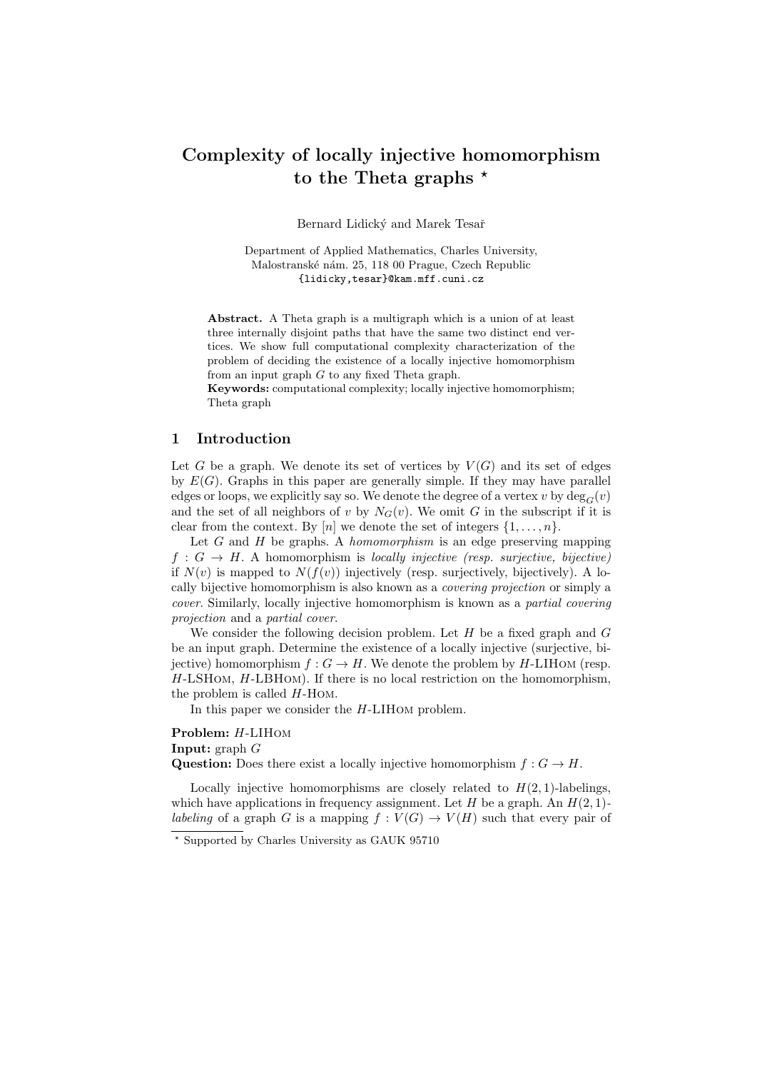# Complexity of locally injective homomorphism to the Theta graphs *

Bernard Lidický and Marek Tesař

Department of Applied Mathematics, Charles University,
Malostranské nám. 25, 118 00 Prague, Czech Republic
{lidicky,tesar}@kam.mff.cuni.cz

**Abstract.** A Theta graph is a multigraph which is a union of at least three internally disjoint paths that have the same two distinct end vertices. We show full computational complexity characterization of the problem of deciding the existence of a locally injective homomorphism from an input graph $G$ to any fixed Theta graph.

**Keywords:** computational complexity; locally injective homomorphism; Theta graph

## 1 Introduction

Let $G$ be a graph. We denote its set of vertices by $V(G)$ and its set of edges by $E(G)$. Graphs in this paper are generally simple. If they may have parallel edges or loops, we explicitly say so. We denote the degree of a vertex $v$ by $\deg_G(v)$ and the set of all neighbors of $v$ by $N_G(v)$. We omit $G$ in the subscript if it is clear from the context. By $[n]$ we denote the set of integers $\{1, \ldots, n\}$.

Let $G$ and $H$ be graphs. A *homomorphism* is an edge preserving mapping $f : G \to H$. A homomorphism is *locally injective (resp. surjective, bijective)* if $N(v)$ is mapped to $N(f(v))$ injectively (resp. surjectively, bijectively). A locally bijective homomorphism is also known as a *covering projection* or simply a *cover*. Similarly, locally injective homomorphism is known as a *partial covering projection* and a *partial cover*.

We consider the following decision problem. Let $H$ be a fixed graph and $G$ be an input graph. Determine the existence of a locally injective (surjective, bijective) homomorphism $f : G \to H$. We denote the problem by $H$-LIHom (resp. $H$-LSHom, $H$-LBHom). If there is no local restriction on the homomorphism, the problem is called $H$-Hom.

In this paper we consider the $H$-LIHom problem.

**Problem:** $H$-LIHom
**Input:** graph $G$
**Question:** Does there exist a locally injective homomorphism $f : G \to H$.

Locally injective homomorphisms are closely related to $H(2, 1)$-labelings, which have applications in frequency assignment. Let $H$ be a graph. An $H(2, 1)$-*labeling* of a graph $G$ is a mapping $f : V(G) \to V(H)$ such that every pair of

* Supported by Charles University as GAUK 95710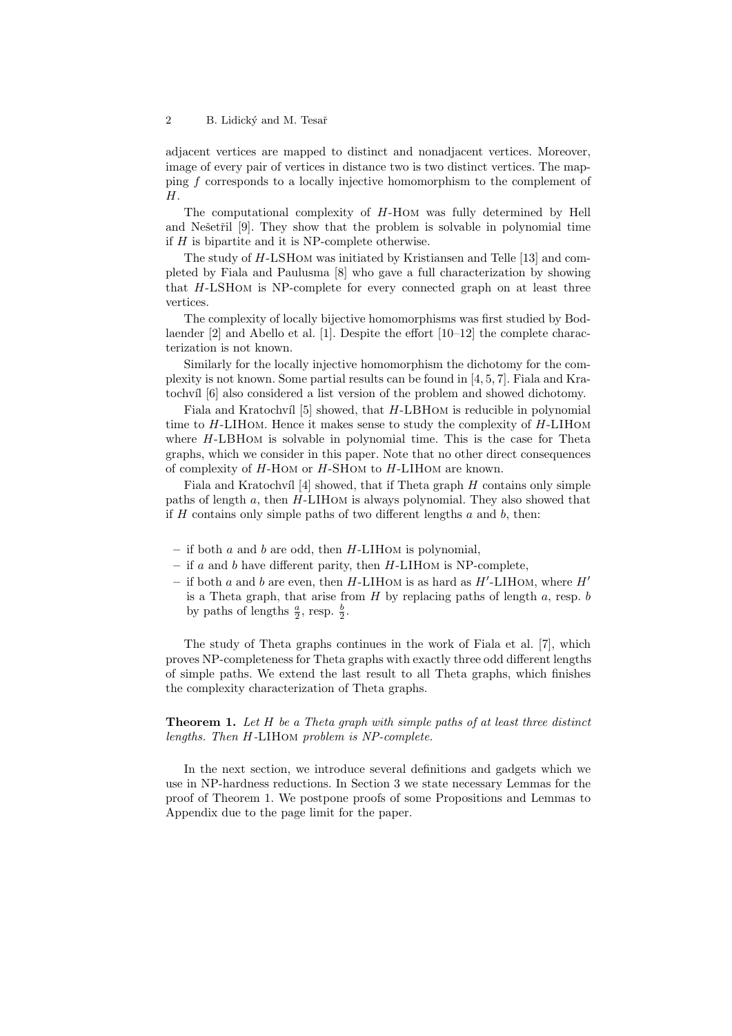adjacent vertices are mapped to distinct and nonadjacent vertices. Moreover, image of every pair of vertices in distance two is two distinct vertices. The mapping $f$ corresponds to a locally injective homomorphism to the complement of $H$.

The computational complexity of $H$-Hom was fully determined by Hell and Nešetřil [9]. They show that the problem is solvable in polynomial time if $H$ is bipartite and it is NP-complete otherwise.

The study of $H$-LSHom was initiated by Kristiansen and Telle [13] and completed by Fiala and Paulusma [8] who gave a full characterization by showing that $H$-LSHom is NP-complete for every connected graph on at least three vertices.

The complexity of locally bijective homomorphisms was first studied by Bodlaender [2] and Abello et al. [1]. Despite the effort [10–12] the complete characterization is not known.

Similarly for the locally injective homomorphism the dichotomy for the complexity is not known. Some partial results can be found in [4, 5, 7]. Fiala and Kratochvíl [6] also considered a list version of the problem and showed dichotomy.

Fiala and Kratochvíl [5] showed, that $H$-LBHom is reducible in polynomial time to $H$-LIHom. Hence it makes sense to study the complexity of $H$-LIHom where $H$-LBHom is solvable in polynomial time. This is the case for Theta graphs, which we consider in this paper. Note that no other direct consequences of complexity of $H$-Hom or $H$-SHom to $H$-LIHom are known.

Fiala and Kratochvíl [4] showed, that if Theta graph $H$ contains only simple paths of length $a$, then $H$-LIHom is always polynomial. They also showed that if $H$ contains only simple paths of two different lengths $a$ and $b$, then:

- if both $a$ and $b$ are odd, then $H$-LIHom is polynomial,
- if $a$ and $b$ have different parity, then $H$-LIHom is NP-complete,
- if both $a$ and $b$ are even, then $H$-LIHom is as hard as $H'$-LIHom, where $H'$ is a Theta graph, that arise from $H$ by replacing paths of length $a$, resp. $b$ by paths of lengths $\frac{a}{2}$, resp. $\frac{b}{2}$.

The study of Theta graphs continues in the work of Fiala et al. [7], which proves NP-completeness for Theta graphs with exactly three odd different lengths of simple paths. We extend the last result to all Theta graphs, which finishes the complexity characterization of Theta graphs.

**Theorem 1.** *Let $H$ be a Theta graph with simple paths of at least three distinct lengths. Then $H$-LIHom problem is NP-complete.*

In the next section, we introduce several definitions and gadgets which we use in NP-hardness reductions. In Section 3 we state necessary Lemmas for the proof of Theorem 1. We postpone proofs of some Propositions and Lemmas to Appendix due to the page limit for the paper.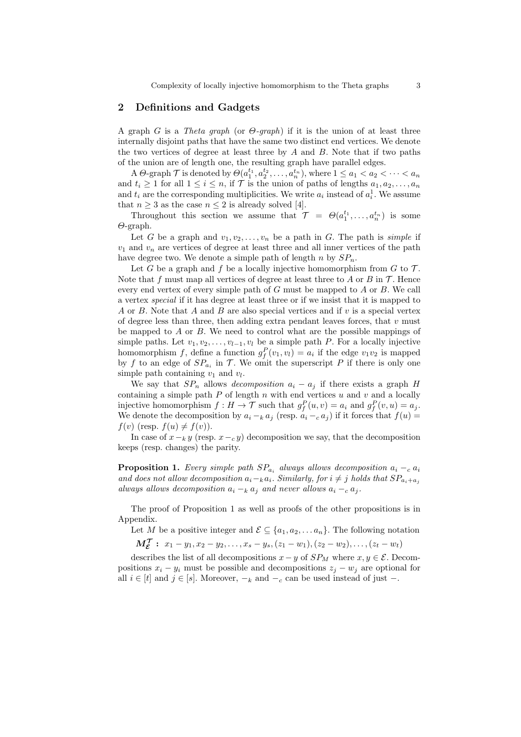## 2 Definitions and Gadgets

A graph $G$ is a *Theta graph* (or *$\Theta$-graph*) if it is the union of at least three internally disjoint paths that have the same two distinct end vertices. We denote the two vertices of degree at least three by $A$ and $B$. Note that if two paths of the union are of length one, the resulting graph have parallel edges.

A $\Theta$-graph $\mathcal{T}$ is denoted by $\Theta(a_1^{t_1}, a_2^{t_2}, \ldots, a_n^{t_n})$, where $1 \le a_1 < a_2 < \cdots < a_n$ and $t_i \ge 1$ for all $1 \le i \le n$, if $\mathcal{T}$ is the union of paths of lengths $a_1, a_2, \ldots, a_n$ and $t_i$ are the corresponding multiplicities. We write $a_i$ instead of $a_i^1$. We assume that $n \ge 3$ as the case $n \le 2$ is already solved [4].

Throughout this section we assume that $\mathcal{T} = \Theta(a_1^{t_1}, \ldots, a_n^{t_n})$ is some $\Theta$-graph.

Let $G$ be a graph and $v_1, v_2, \ldots, v_n$ be a path in $G$. The path is *simple* if $v_1$ and $v_n$ are vertices of degree at least three and all inner vertices of the path have degree two. We denote a simple path of length $n$ by $SP_n$.

Let $G$ be a graph and $f$ be a locally injective homomorphism from $G$ to $\mathcal{T}$. Note that $f$ must map all vertices of degree at least three to $A$ or $B$ in $\mathcal{T}$. Hence every end vertex of every simple path of $G$ must be mapped to $A$ or $B$. We call a vertex *special* if it has degree at least three or if we insist that it is mapped to $A$ or $B$. Note that $A$ and $B$ are also special vertices and if $v$ is a special vertex of degree less than three, then adding extra pendant leaves forces, that $v$ must be mapped to $A$ or $B$. We need to control what are the possible mappings of simple paths. Let $v_1, v_2, \ldots, v_{l-1}, v_l$ be a simple path $P$. For a locally injective homomorphism $f$, define a function $g_f^P(v_1, v_l) = a_i$ if the edge $v_1v_2$ is mapped by $f$ to an edge of $SP_{a_i}$ in $\mathcal{T}$. We omit the superscript $P$ if there is only one simple path containing $v_1$ and $v_l$.

We say that $SP_n$ allows *decomposition* $a_i - a_j$ if there exists a graph $H$ containing a simple path $P$ of length $n$ with end vertices $u$ and $v$ and a locally injective homomorphism $f : H \to \mathcal{T}$ such that $g_f^P(u, v) = a_i$ and $g_f^P(v, u) = a_j$. We denote the decomposition by $a_i -_k a_j$ (resp. $a_i -_c a_j$) if it forces that $f(u) = f(v)$ (resp. $f(u) \ne f(v)$).

In case of $x -_k y$ (resp. $x -_c y$) decomposition we say, that the decomposition keeps (resp. changes) the parity.

**Proposition 1.** *Every simple path $SP_{a_i}$ always allows decomposition $a_i -_c a_i$ and does not allow decomposition $a_i -_k a_i$. Similarly, for $i \ne j$ holds that $SP_{a_i + a_j}$ always allows decomposition $a_i -_k a_j$ and never allows $a_i -_c a_j$.*

The proof of Proposition 1 as well as proofs of the other propositions is in Appendix.

Let $M$ be a positive integer and $\mathcal{E} \subseteq \{a_1, a_2, \ldots a_n\}$. The following notation

$$\boldsymbol{M_{\mathcal{E}}^{\mathcal{T}}} \textbf{ :} \;\; x_1 - y_1, x_2 - y_2, \ldots, x_s - y_s, (z_1 - w_1), (z_2 - w_2), \ldots, (z_t - w_t)$$

describes the list of all decompositions $x - y$ of $SP_M$ where $x, y \in \mathcal{E}$. Decompositions $x_i - y_i$ must be possible and decompositions $z_j - w_j$ are optional for all $i \in [t]$ and $j \in [s]$. Moreover, $-_k$ and $-_c$ can be used instead of just $-$.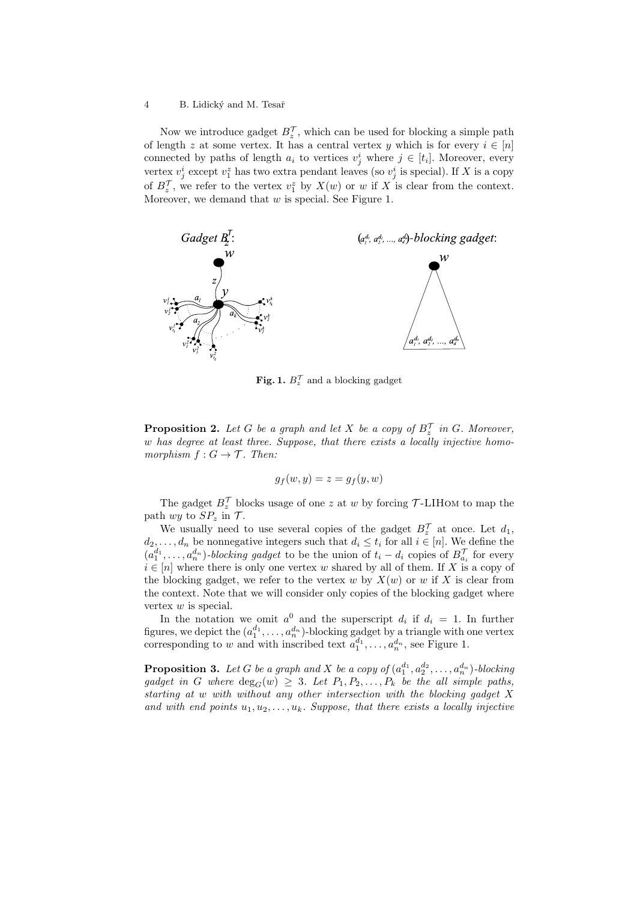Now we introduce gadget $B^{\mathcal{T}}_z$, which can be used for blocking a simple path of length $z$ at some vertex. It has a central vertex $y$ which is for every $i \in [n]$ connected by paths of length $a_i$ to vertices $v^i_j$ where $j \in [t_i]$. Moreover, every vertex $v^i_j$ except $v^z_1$ has two extra pendant leaves (so $v^i_j$ is special). If $X$ is a copy of $B^{\mathcal{T}}_z$, we refer to the vertex $v^z_1$ by $X(w)$ or $w$ if $X$ is clear from the context. Moreover, we demand that $w$ is special. See Figure 1.

**Fig. 1.** $B^{\mathcal{T}}_z$ and a blocking gadget

**Proposition 2.** *Let $G$ be a graph and let $X$ be a copy of $B^{\mathcal{T}}_z$ in $G$. Moreover, $w$ has degree at least three. Suppose, that there exists a locally injective homomorphism $f : G \to \mathcal{T}$. Then:*

$$g_f(w, y) = z = g_f(y, w)$$

The gadget $B^{\mathcal{T}}_z$ blocks usage of one $z$ at $w$ by forcing $\mathcal{T}$-LIHom to map the path $wy$ to $SP_z$ in $\mathcal{T}$.

We usually need to use several copies of the gadget $B^{\mathcal{T}}_z$ at once. Let $d_1$, $d_2, \ldots, d_n$ be nonnegative integers such that $d_i \le t_i$ for all $i \in [n]$. We define the $(a_1^{d_1}, \ldots, a_n^{d_n})$-*blocking gadget* to be the union of $t_i - d_i$ copies of $B^{\mathcal{T}}_{a_i}$ for every $i \in [n]$ where there is only one vertex $w$ shared by all of them. If $X$ is a copy of the blocking gadget, we refer to the vertex $w$ by $X(w)$ or $w$ if $X$ is clear from the context. Note that we will consider only copies of the blocking gadget where vertex $w$ is special.

In the notation we omit $a^0$ and the superscript $d_i$ if $d_i = 1$. In further figures, we depict the $(a_1^{d_1}, \ldots, a_n^{d_n})$-blocking gadget by a triangle with one vertex corresponding to $w$ and with inscribed text $a_1^{d_1}, \ldots, a_n^{d_n}$, see Figure 1.

**Proposition 3.** *Let $G$ be a graph and $X$ be a copy of $(a_1^{d_1}, a_2^{d_2}, \ldots, a_n^{d_n})$-blocking gadget in $G$ where $\deg_G(w) \ge 3$. Let $P_1, P_2, \ldots, P_k$ be the all simple paths, starting at $w$ with without any other intersection with the blocking gadget $X$ and with end points $u_1, u_2, \ldots, u_k$. Suppose, that there exists a locally injective*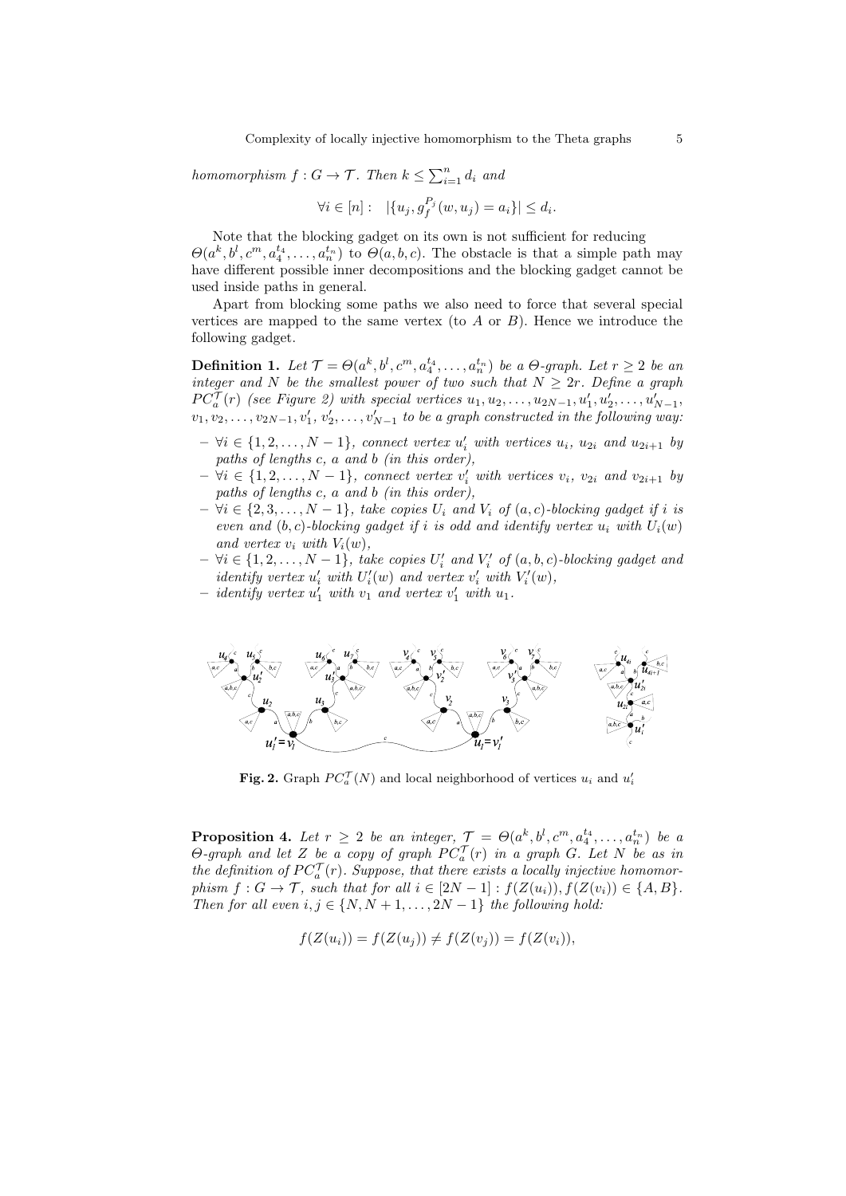homomorphism $f : G \to \mathcal{T}$. Then $k \leq \sum_{i=1}^{n} d_i$ and

$$\forall i \in [n]: \quad |\{u_j, g_f^{P_j}(w, u_j) = a_i\}| \leq d_i.$$

Note that the blocking gadget on its own is not sufficient for reducing $\Theta(a^k, b^l, c^m, a_4^{t_4}, \ldots, a_n^{t_n})$ to $\Theta(a, b, c)$. The obstacle is that a simple path may have different possible inner decompositions and the blocking gadget cannot be used inside paths in general.

Apart from blocking some paths we also need to force that several special vertices are mapped to the same vertex (to $A$ or $B$). Hence we introduce the following gadget.

**Definition 1.** *Let $\mathcal{T} = \Theta(a^k, b^l, c^m, a_4^{t_4}, \ldots, a_n^{t_n})$ be a $\Theta$-graph. Let $r \geq 2$ be an integer and $N$ be the smallest power of two such that $N \geq 2r$. Define a graph $PC_a^{\mathcal{T}}(r)$ (see Figure 2) with special vertices $u_1, u_2, \ldots, u_{2N-1}, u'_1, u'_2, \ldots, u'_{N-1}$, $v_1, v_2, \ldots, v_{2N-1}, v'_1, v'_2, \ldots, v'_{N-1}$ to be a graph constructed in the following way:*

- *$\forall i \in \{1, 2, \ldots, N-1\}$, connect vertex $u'_i$ with vertices $u_i$, $u_{2i}$ and $u_{2i+1}$ by paths of lengths $c$, $a$ and $b$ (in this order),*
- *$\forall i \in \{1, 2, \ldots, N-1\}$, connect vertex $v'_i$ with vertices $v_i$, $v_{2i}$ and $v_{2i+1}$ by paths of lengths $c$, $a$ and $b$ (in this order),*
- *$\forall i \in \{2, 3, \ldots, N-1\}$, take copies $U_i$ and $V_i$ of $(a, c)$-blocking gadget if $i$ is even and $(b, c)$-blocking gadget if $i$ is odd and identify vertex $u_i$ with $U_i(w)$ and vertex $v_i$ with $V_i(w)$,*
- *$\forall i \in \{1, 2, \ldots, N-1\}$, take copies $U'_i$ and $V'_i$ of $(a, b, c)$-blocking gadget and identify vertex $u'_i$ with $U'_i(w)$ and vertex $v'_i$ with $V'_i(w)$,*
- *identify vertex $u'_1$ with $v_1$ and vertex $v'_1$ with $u_1$.*

**Fig. 2.** Graph $PC_a^{\mathcal{T}}(N)$ and local neighborhood of vertices $u_i$ and $u'_i$

**Proposition 4.** *Let $r \geq 2$ be an integer, $\mathcal{T} = \Theta(a^k, b^l, c^m, a_4^{t_4}, \ldots, a_n^{t_n})$ be a $\Theta$-graph and let $Z$ be a copy of graph $PC_a^{\mathcal{T}}(r)$ in a graph $G$. Let $N$ be as in the definition of $PC_a^{\mathcal{T}}(r)$. Suppose, that there exists a locally injective homomorphism $f : G \to \mathcal{T}$, such that for all $i \in [2N-1]$ : $f(Z(u_i)), f(Z(v_i)) \in \{A, B\}$. Then for all even $i, j \in \{N, N+1, \ldots, 2N-1\}$ the following hold:*

$$f(Z(u_i)) = f(Z(u_j)) \neq f(Z(v_j)) = f(Z(v_i)),$$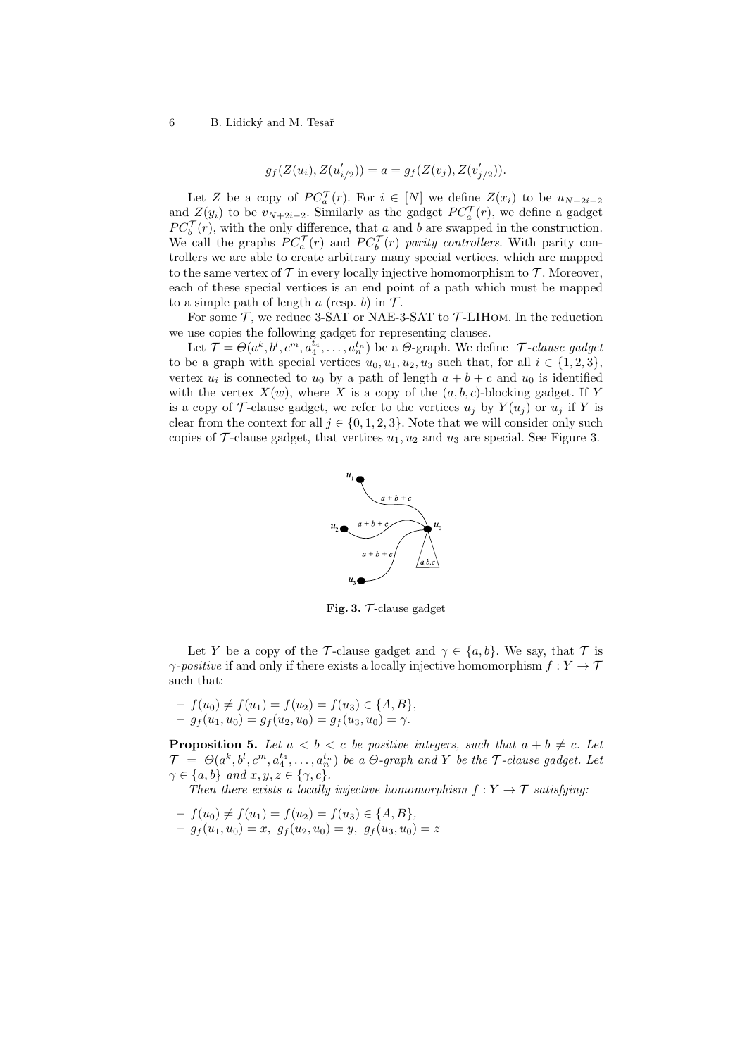$$g_f(Z(u_i), Z(u'_{i/2})) = a = g_f(Z(v_j), Z(v'_{j/2})).$$

Let $Z$ be a copy of $PC_a^{\mathcal{T}}(r)$. For $i \in [N]$ we define $Z(x_i)$ to be $u_{N+2i-2}$ and $Z(y_i)$ to be $v_{N+2i-2}$. Similarly as the gadget $PC_a^{\mathcal{T}}(r)$, we define a gadget $PC_b^{\mathcal{T}}(r)$, with the only difference, that $a$ and $b$ are swapped in the construction. We call the graphs $PC_a^{\mathcal{T}}(r)$ and $PC_b^{\mathcal{T}}(r)$ *parity controllers*. With parity controllers we are able to create arbitrary many special vertices, which are mapped to the same vertex of $\mathcal{T}$ in every locally injective homomorphism to $\mathcal{T}$. Moreover, each of these special vertices is an end point of a path which must be mapped to a simple path of length $a$ (resp. $b$) in $\mathcal{T}$.

For some $\mathcal{T}$, we reduce 3-SAT or NAE-3-SAT to $\mathcal{T}$-LIHom. In the reduction we use copies the following gadget for representing clauses.

Let $\mathcal{T} = \Theta(a^k, b^l, c^m, a_4^{t_4}, \ldots, a_n^{t_n})$ be a $\Theta$-graph. We define *$\mathcal{T}$-clause gadget* to be a graph with special vertices $u_0, u_1, u_2, u_3$ such that, for all $i \in \{1, 2, 3\}$, vertex $u_i$ is connected to $u_0$ by a path of length $a + b + c$ and $u_0$ is identified with the vertex $X(w)$, where $X$ is a copy of the $(a, b, c)$-blocking gadget. If $Y$ is a copy of $\mathcal{T}$-clause gadget, we refer to the vertices $u_j$ by $Y(u_j)$ or $u_j$ if $Y$ is clear from the context for all $j \in \{0, 1, 2, 3\}$. Note that we will consider only such copies of $\mathcal{T}$-clause gadget, that vertices $u_1, u_2$ and $u_3$ are special. See Figure 3.

**Fig. 3.** $\mathcal{T}$-clause gadget

Let $Y$ be a copy of the $\mathcal{T}$-clause gadget and $\gamma \in \{a, b\}$. We say, that $\mathcal{T}$ is *$\gamma$-positive* if and only if there exists a locally injective homomorphism $f : Y \to \mathcal{T}$ such that:

- $f(u_0) \neq f(u_1) = f(u_2) = f(u_3) \in \{A, B\}$,
- $g_f(u_1, u_0) = g_f(u_2, u_0) = g_f(u_3, u_0) = \gamma$.

**Proposition 5.** *Let $a < b < c$ be positive integers, such that $a + b \neq c$. Let $\mathcal{T} = \Theta(a^k, b^l, c^m, a_4^{t_4}, \ldots, a_n^{t_n})$ be a $\Theta$-graph and $Y$ be the $\mathcal{T}$-clause gadget. Let $\gamma \in \{a, b\}$ and $x, y, z \in \{\gamma, c\}$.*

*Then there exists a locally injective homomorphism $f : Y \to \mathcal{T}$ satisfying:*

- *$f(u_0) \neq f(u_1) = f(u_2) = f(u_3) \in \{A, B\}$,*
- *$g_f(u_1, u_0) = x$, $g_f(u_2, u_0) = y$, $g_f(u_3, u_0) = z$*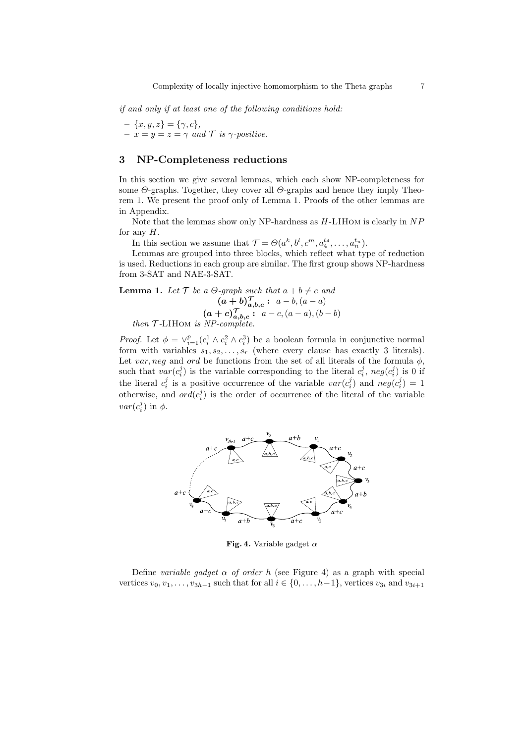*if and only if at least one of the following conditions hold:*

- $\{x, y, z\} = \{\gamma, c\}$,
- $x = y = z = \gamma$ *and* $\mathcal{T}$ *is* $\gamma$*-positive.*

## 3 NP-Completeness reductions

In this section we give several lemmas, which each show NP-completeness for some $\Theta$-graphs. Together, they cover all $\Theta$-graphs and hence they imply Theorem 1. We present the proof only of Lemma 1. Proofs of the other lemmas are in Appendix.

Note that the lemmas show only NP-hardness as $H$-LIHom is clearly in $NP$ for any $H$.

In this section we assume that $\mathcal{T} = \Theta(a^k, b^l, c^m, a_4^{t_4}, \ldots, a_n^{t_n})$.

Lemmas are grouped into three blocks, which reflect what type of reduction is used. Reductions in each group are similar. The first group shows NP-hardness from 3-SAT and NAE-3-SAT.

**Lemma 1.** *Let* $\mathcal{T}$ *be a* $\Theta$*-graph such that* $a + b \neq c$ *and*

$$\boldsymbol{(a+b)^{\mathcal{T}}_{a,b,c}} : \ a - b, (a - a)$$

$$\boldsymbol{(a+c)^{\mathcal{T}}_{a,b,c}} : \ a - c, (a - a), (b - b)$$

*then* $\mathcal{T}$*-LIHom is NP-complete.*

*Proof.* Let $\phi = \vee_{i=1}^{p}(c_i^1 \wedge c_i^2 \wedge c_i^3)$ be a boolean formula in conjunctive normal form with variables $s_1, s_2, \ldots, s_r$ (where every clause has exactly 3 literals). Let $var, neg$ and $ord$ be functions from the set of all literals of the formula $\phi$, such that $var(c_i^j)$ is the variable corresponding to the literal $c_i^j$, $neg(c_i^j)$ is 0 if the literal $c_i^j$ is a positive occurrence of the variable $var(c_i^j)$ and $neg(c_i^j) = 1$ otherwise, and $ord(c_i^j)$ is the order of occurrence of the literal of the variable $var(c_i^j)$ in $\phi$.

**Fig. 4.** Variable gadget $\alpha$

Define *variable gadget* $\alpha$ *of order* $h$ (see Figure 4) as a graph with special vertices $v_0, v_1, \ldots, v_{3h-1}$ such that for all $i \in \{0, \ldots, h-1\}$, vertices $v_{3i}$ and $v_{3i+1}$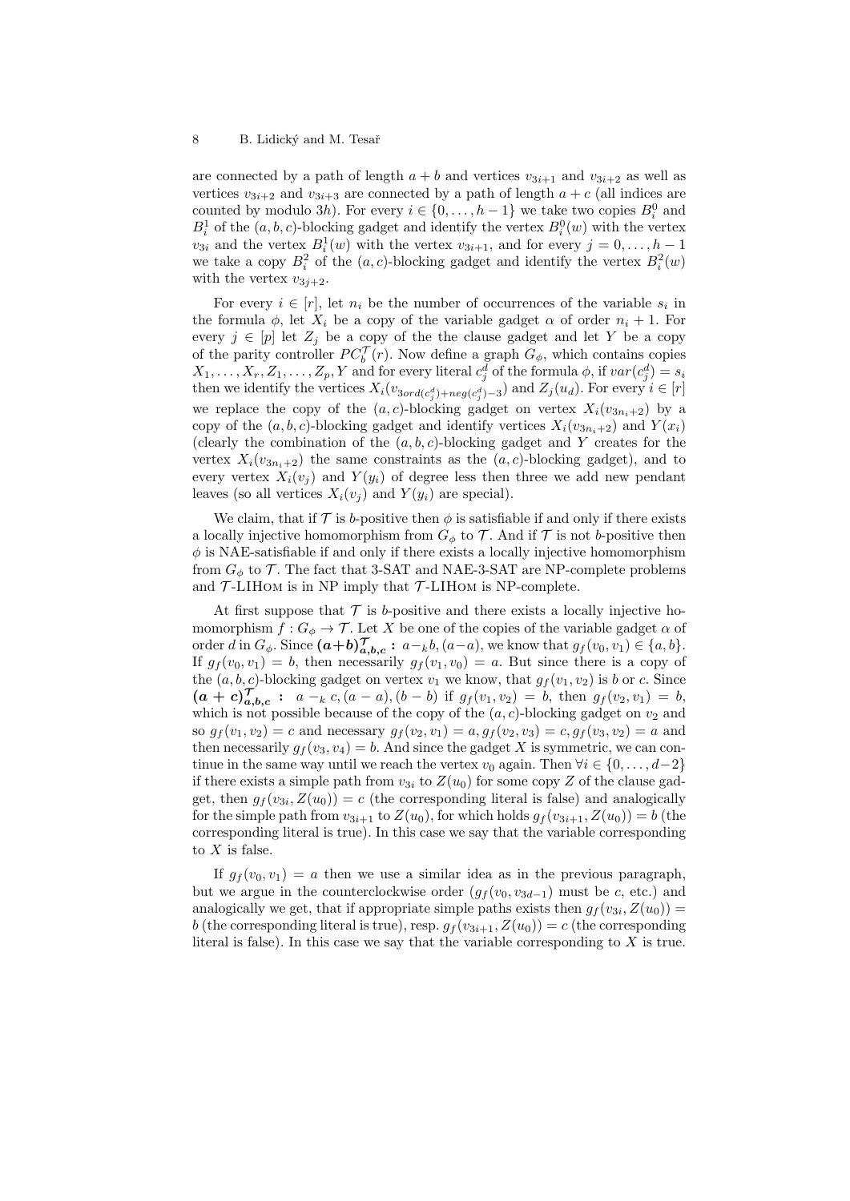are connected by a path of length $a+b$ and vertices $v_{3i+1}$ and $v_{3i+2}$ as well as vertices $v_{3i+2}$ and $v_{3i+3}$ are connected by a path of length $a+c$ (all indices are counted by modulo $3h$). For every $i \in \{0, \ldots, h-1\}$ we take two copies $B_i^0$ and $B_i^1$ of the $(a,b,c)$-blocking gadget and identify the vertex $B_i^0(w)$ with the vertex $v_{3i}$ and the vertex $B_i^1(w)$ with the vertex $v_{3i+1}$, and for every $j = 0, \ldots, h-1$ we take a copy $B_i^2$ of the $(a,c)$-blocking gadget and identify the vertex $B_i^2(w)$ with the vertex $v_{3j+2}$.

For every $i \in [r]$, let $n_i$ be the number of occurrences of the variable $s_i$ in the formula $\phi$, let $X_i$ be a copy of the variable gadget $\alpha$ of order $n_i + 1$. For every $j \in [p]$ let $Z_j$ be a copy of the the clause gadget and let $Y$ be a copy of the parity controller $PC_b^{\mathcal{T}}(r)$. Now define a graph $G_\phi$, which contains copies $X_1, \ldots, X_r, Z_1, \ldots, Z_p, Y$ and for every literal $c_j^d$ of the formula $\phi$, if $var(c_j^d) = s_i$ then we identify the vertices $X_i(v_{3ord(c_j^d)+neg(c_j^d)-3})$ and $Z_j(u_d)$. For every $i \in [r]$ we replace the copy of the $(a,c)$-blocking gadget on vertex $X_i(v_{3n_i+2})$ by a copy of the $(a,b,c)$-blocking gadget and identify vertices $X_i(v_{3n_i+2})$ and $Y(x_i)$ (clearly the combination of the $(a,b,c)$-blocking gadget and $Y$ creates for the vertex $X_i(v_{3n_i+2})$ the same constraints as the $(a,c)$-blocking gadget), and to every vertex $X_i(v_j)$ and $Y(y_i)$ of degree less then three we add new pendant leaves (so all vertices $X_i(v_j)$ and $Y(y_i)$ are special).

We claim, that if $\mathcal{T}$ is $b$-positive then $\phi$ is satisfiable if and only if there exists a locally injective homomorphism from $G_\phi$ to $\mathcal{T}$. And if $\mathcal{T}$ is not $b$-positive then $\phi$ is NAE-satisfiable if and only if there exists a locally injective homomorphism from $G_\phi$ to $\mathcal{T}$. The fact that 3-SAT and NAE-3-SAT are NP-complete problems and $\mathcal{T}$-LIHom is in NP imply that $\mathcal{T}$-LIHom is NP-complete.

At first suppose that $\mathcal{T}$ is $b$-positive and there exists a locally injective homomorphism $f : G_\phi \to \mathcal{T}$. Let $X$ be one of the copies of the variable gadget $\alpha$ of order $d$ in $G_\phi$. Since $\boldsymbol{(a+b)^{\mathcal{T}}_{a,b,c}}$ **:** $a -_k b, (a-a)$, we know that $g_f(v_0, v_1) \in \{a, b\}$. If $g_f(v_0, v_1) = b$, then necessarily $g_f(v_1, v_0) = a$. But since there is a copy of the $(a,b,c)$-blocking gadget on vertex $v_1$ we know, that $g_f(v_1, v_2)$ is $b$ or $c$. Since $\boldsymbol{(a+c)^{\mathcal{T}}_{a,b,c}}$ **:** $a -_k c, (a-a), (b-b)$ if $g_f(v_1, v_2) = b$, then $g_f(v_2, v_1) = b$, which is not possible because of the copy of the $(a,c)$-blocking gadget on $v_2$ and so $g_f(v_1, v_2) = c$ and necessary $g_f(v_2, v_1) = a, g_f(v_2, v_3) = c, g_f(v_3, v_2) = a$ and then necessarily $g_f(v_3, v_4) = b$. And since the gadget $X$ is symmetric, we can continue in the same way until we reach the vertex $v_0$ again. Then $\forall i \in \{0, \ldots, d-2\}$ if there exists a simple path from $v_{3i}$ to $Z(u_0)$ for some copy $Z$ of the clause gadget, then $g_f(v_{3i}, Z(u_0)) = c$ (the corresponding literal is false) and analogically for the simple path from $v_{3i+1}$ to $Z(u_0)$, for which holds $g_f(v_{3i+1}, Z(u_0)) = b$ (the corresponding literal is true). In this case we say that the variable corresponding to $X$ is false.

If $g_f(v_0, v_1) = a$ then we use a similar idea as in the previous paragraph, but we argue in the counterclockwise order ($g_f(v_0, v_{3d-1})$ must be $c$, etc.) and analogically we get, that if appropriate simple paths exists then $g_f(v_{3i}, Z(u_0)) = b$ (the corresponding literal is true), resp. $g_f(v_{3i+1}, Z(u_0)) = c$ (the corresponding literal is false). In this case we say that the variable corresponding to $X$ is true.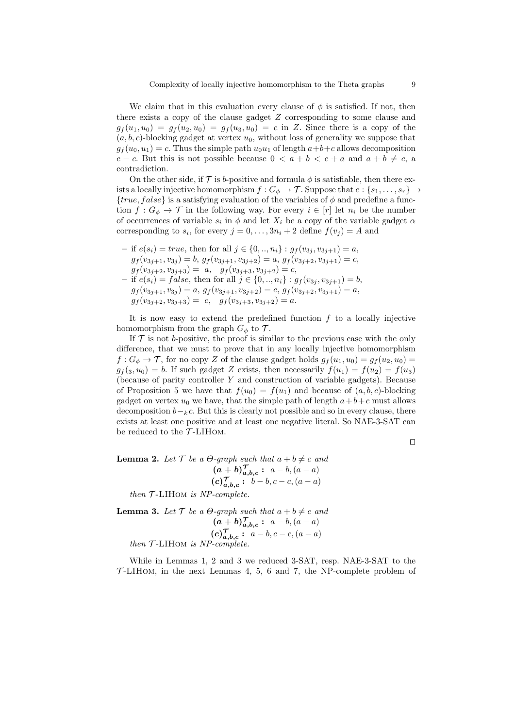We claim that in this evaluation every clause of $\phi$ is satisfied. If not, then there exists a copy of the clause gadget $Z$ corresponding to some clause and $g_f(u_1, u_0) = g_f(u_2, u_0) = g_f(u_3, u_0) = c$ in $Z$. Since there is a copy of the $(a, b, c)$-blocking gadget at vertex $u_0$, without loss of generality we suppose that $g_f(u_0, u_1) = c$. Thus the simple path $u_0u_1$ of length $a+b+c$ allows decomposition $c - c$. But this is not possible because $0 < a + b < c + a$ and $a + b \neq c$, a contradiction.

On the other side, if $\mathcal{T}$ is $b$-positive and formula $\phi$ is satisfiable, then there exists a locally injective homomorphism $f : G_\phi \to \mathcal{T}$. Suppose that $e : \{s_1, \ldots, s_r\} \to \{true, false\}$ is a satisfying evaluation of the variables of $\phi$ and predefine a function $f : G_\phi \to \mathcal{T}$ in the following way. For every $i \in [r]$ let $n_i$ be the number of occurrences of variable $s_i$ in $\phi$ and let $X_i$ be a copy of the variable gadget $\alpha$ corresponding to $s_i$, for every $j = 0, \ldots, 3n_i + 2$ define $f(v_j) = A$ and

- if $e(s_i) = true$, then for all $j \in \{0, .., n_i\}$ : $g_f(v_{3j}, v_{3j+1}) = a$, $g_f(v_{3j+1}, v_{3j}) = b$, $g_f(v_{3j+1}, v_{3j+2}) = a$, $g_f(v_{3j+2}, v_{3j+1}) = c$, $g_f(v_{3j+2}, v_{3j+3}) = a$, $g_f(v_{3j+3}, v_{3j+2}) = c$,
- if $e(s_i) = false$, then for all $j \in \{0, .., n_i\}$ : $g_f(v_{3j}, v_{3j+1}) = b$, $g_f(v_{3j+1}, v_{3j}) = a$, $g_f(v_{3j+1}, v_{3j+2}) = c$, $g_f(v_{3j+2}, v_{3j+1}) = a$, $g_f(v_{3j+2}, v_{3j+3}) = c$, $g_f(v_{3j+3}, v_{3j+2}) = a$.

It is now easy to extend the predefined function $f$ to a locally injective homomorphism from the graph $G_\phi$ to $\mathcal{T}$.

If $\mathcal{T}$ is not $b$-positive, the proof is similar to the previous case with the only difference, that we must to prove that in any locally injective homomorphism $f : G_\phi \to \mathcal{T}$, for no copy $Z$ of the clause gadget holds $g_f(u_1, u_0) = g_f(u_2, u_0) = g_f(_3, u_0) = b$. If such gadget $Z$ exists, then necessarily $f(u_1) = f(u_2) = f(u_3)$ (because of parity controller $Y$ and construction of variable gadgets). Because of Proposition 5 we have that $f(u_0) = f(u_1)$ and because of $(a, b, c)$-blocking gadget on vertex $u_0$ we have, that the simple path of length $a+b+c$ must allows decomposition $b -_k c$. But this is clearly not possible and so in every clause, there exists at least one positive and at least one negative literal. So NAE-3-SAT can be reduced to the $\mathcal{T}$-LIHom.

$\square$

**Lemma 2.** *Let $\mathcal{T}$ be a $\Theta$-graph such that $a + b \neq c$ and*

$$(a + b)^{\mathcal{T}}_{a,b,c} : \; a - b, (a - a)$$
$$(c)^{\mathcal{T}}_{a,b,c} : \; b - b, c - c, (a - a)$$

*then $\mathcal{T}$-LIHom is NP-complete.*

**Lemma 3.** *Let $\mathcal{T}$ be a $\Theta$-graph such that $a + b \neq c$ and*

$$(a + b)^{\mathcal{T}}_{a,b,c} : \; a - b, (a - a)$$
$$(c)^{\mathcal{T}}_{a,b,c} : \; a - b, c - c, (a - a)$$

*then $\mathcal{T}$-LIHom is NP-complete.*

While in Lemmas 1, 2 and 3 we reduced 3-SAT, resp. NAE-3-SAT to the $\mathcal{T}$-LIHom, in the next Lemmas 4, 5, 6 and 7, the NP-complete problem of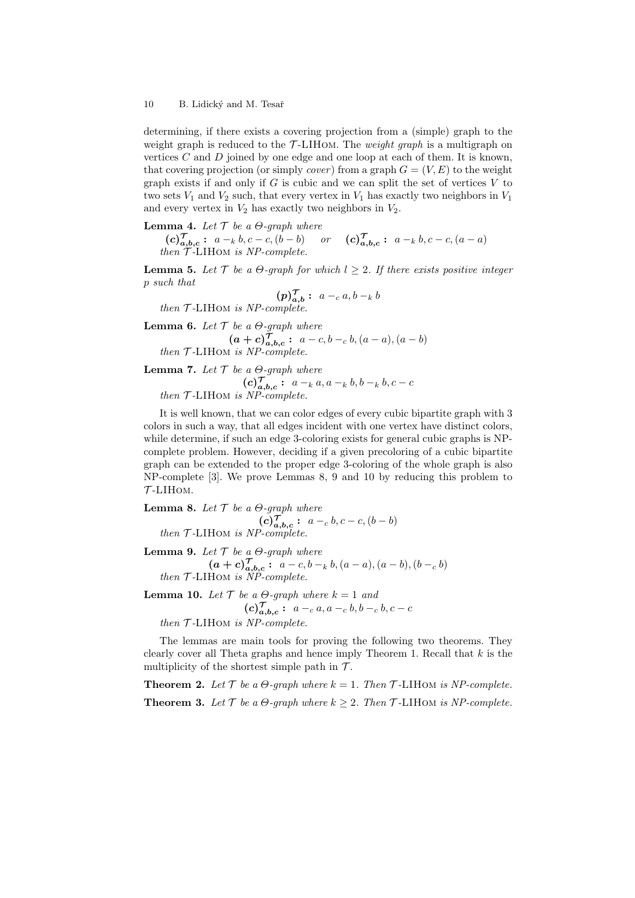determining, if there exists a covering projection from a (simple) graph to the weight graph is reduced to the $\mathcal{T}$-LIHom. The *weight graph* is a multigraph on vertices $C$ and $D$ joined by one edge and one loop at each of them. It is known, that covering projection (or simply *cover*) from a graph $G = (V, E)$ to the weight graph exists if and only if $G$ is cubic and we can split the set of vertices $V$ to two sets $V_1$ and $V_2$ such, that every vertex in $V_1$ has exactly two neighbors in $V_1$ and every vertex in $V_2$ has exactly two neighbors in $V_2$.

**Lemma 4.** *Let $\mathcal{T}$ be a $\Theta$-graph where*
$\boldsymbol{(c)^{\mathcal{T}}_{a,b,c}}$ **:** $a -_k b, c - c, (b - b)$ *or* $\boldsymbol{(c)^{\mathcal{T}}_{a,b,c}}$ **:** $a -_k b, c - c, (a - a)$
*then $\mathcal{T}$-LIHom is NP-complete.*

**Lemma 5.** *Let $\mathcal{T}$ be a $\Theta$-graph for which $l \geq 2$. If there exists positive integer $p$ such that*

$$\boldsymbol{(p)^{\mathcal{T}}_{a,b}} \textbf{ :} \;\; a -_c a, b -_k b$$

*then $\mathcal{T}$-LIHom is NP-complete.*

**Lemma 6.** *Let $\mathcal{T}$ be a $\Theta$-graph where*

$$\boldsymbol{(a+c)^{\mathcal{T}}_{a,b,c}} \textbf{ :} \;\; a - c, b -_c b, (a - a), (a - b)$$

*then $\mathcal{T}$-LIHom is NP-complete.*

**Lemma 7.** *Let $\mathcal{T}$ be a $\Theta$-graph where*

$$\boldsymbol{(c)^{\mathcal{T}}_{a,b,c}} \textbf{ :} \;\; a -_k a, a -_k b, b -_k b, c - c$$

*then $\mathcal{T}$-LIHom is NP-complete.*

It is well known, that we can color edges of every cubic bipartite graph with 3 colors in such a way, that all edges incident with one vertex have distinct colors, while determine, if such an edge 3-coloring exists for general cubic graphs is NP-complete problem. However, deciding if a given precoloring of a cubic bipartite graph can be extended to the proper edge 3-coloring of the whole graph is also NP-complete [3]. We prove Lemmas 8, 9 and 10 by reducing this problem to $\mathcal{T}$-LIHom.

**Lemma 8.** *Let $\mathcal{T}$ be a $\Theta$-graph where*

$$\boldsymbol{(c)^{\mathcal{T}}_{a,b,c}} \textbf{ :} \;\; a -_c b, c - c, (b - b)$$

*then $\mathcal{T}$-LIHom is NP-complete.*

**Lemma 9.** *Let $\mathcal{T}$ be a $\Theta$-graph where*

$$\boldsymbol{(a+c)^{\mathcal{T}}_{a,b,c}} \textbf{ :} \;\; a - c, b -_k b, (a - a), (a - b), (b -_c b)$$

*then $\mathcal{T}$-LIHom is NP-complete.*

**Lemma 10.** *Let $\mathcal{T}$ be a $\Theta$-graph where $k = 1$ and*

$$\boldsymbol{(c)^{\mathcal{T}}_{a,b,c}} \textbf{ :} \;\; a -_c a, a -_c b, b -_c b, c - c$$

*then $\mathcal{T}$-LIHom is NP-complete.*

The lemmas are main tools for proving the following two theorems. They clearly cover all Theta graphs and hence imply Theorem 1. Recall that $k$ is the multiplicity of the shortest simple path in $\mathcal{T}$.

**Theorem 2.** *Let $\mathcal{T}$ be a $\Theta$-graph where $k = 1$. Then $\mathcal{T}$-LIHom is NP-complete.*

**Theorem 3.** *Let $\mathcal{T}$ be a $\Theta$-graph where $k \geq 2$. Then $\mathcal{T}$-LIHom is NP-complete.*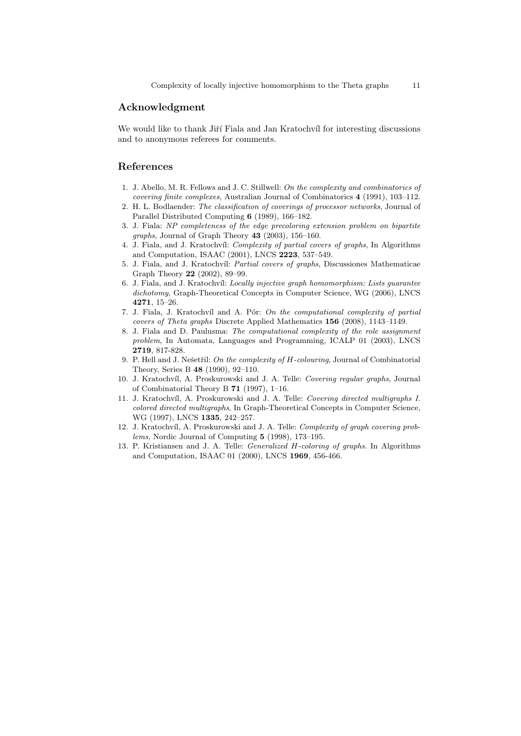## Acknowledgment

We would like to thank Jiří Fiala and Jan Kratochvíl for interesting discussions and to anonymous referees for comments.

## References

1. J. Abello, M. R. Fellows and J. C. Stillwell: *On the complexity and combinatorics of covering finite complexes*, Australian Journal of Combinatorics **4** (1991), 103–112.
2. H. L. Bodlaender: *The classification of coverings of processor networks*, Journal of Parallel Distributed Computing **6** (1989), 166–182.
3. J. Fiala: *NP completeness of the edge precoloring extension problem on bipartite graphs*, Journal of Graph Theory **43** (2003), 156–160.
4. J. Fiala, and J. Kratochvíl: *Complexity of partial covers of graphs*, In Algorithms and Computation, ISAAC (2001), LNCS **2223**, 537–549.
5. J. Fiala, and J. Kratochvíl: *Partial covers of graphs*, Discussiones Mathematicae Graph Theory **22** (2002), 89–99.
6. J. Fiala, and J. Kratochvíl: *Locally injective graph homomorphism: Lists guarantee dichotomy*, Graph-Theoretical Concepts in Computer Science, WG (2006), LNCS **4271**, 15–26.
7. J. Fiala, J. Kratochvíl and A. Pór: *On the computational complexity of partial covers of Theta graphs* Discrete Applied Mathematics **156** (2008), 1143–1149.
8. J. Fiala and D. Paulusma: *The computational complexity of the role assignment problem*, In Automata, Languages and Programming, ICALP 01 (2003), LNCS **2719**, 817-828.
9. P. Hell and J. Nešetřil: *On the complexity of H-colouring*, Journal of Combinatorial Theory, Series B **48** (1990), 92–110.
10. J. Kratochvíl, A. Proskurowski and J. A. Telle: *Covering regular graphs*, Journal of Combinatorial Theory B **71** (1997), 1–16.
11. J. Kratochvíl, A. Proskurowski and J. A. Telle: *Covering directed multigraphs I. colored directed multigraphs*, In Graph-Theoretical Concepts in Computer Science, WG (1997), LNCS **1335**, 242–257.
12. J. Kratochvíl, A. Proskurowski and J. A. Telle: *Complexity of graph covering problems*, Nordic Journal of Computing **5** (1998), 173–195.
13. P. Kristiansen and J. A. Telle: *Generalized H-coloring of graphs*. In Algorithms and Computation, ISAAC 01 (2000), LNCS **1969**, 456-466.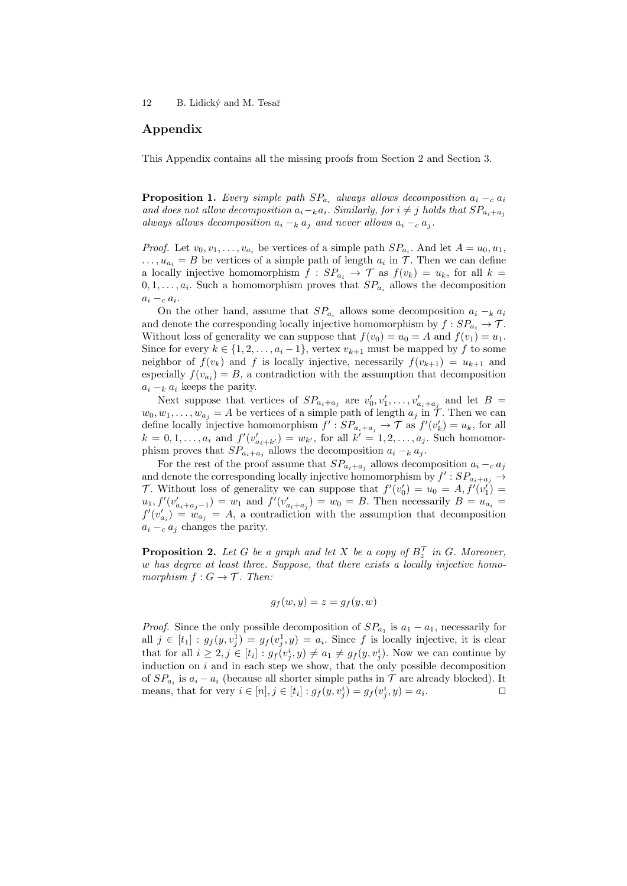## Appendix

This Appendix contains all the missing proofs from Section 2 and Section 3.

**Proposition 1.** *Every simple path $SP_{a_i}$ always allows decomposition $a_i -_c a_i$ and does not allow decomposition $a_i -_k a_i$. Similarly, for $i \neq j$ holds that $SP_{a_i+a_j}$ always allows decomposition $a_i -_k a_j$ and never allows $a_i -_c a_j$.*

*Proof.* Let $v_0, v_1, \ldots, v_{a_i}$ be vertices of a simple path $SP_{a_i}$. And let $A = u_0, u_1, \ldots, u_{a_i} = B$ be vertices of a simple path of length $a_i$ in $\mathcal{T}$. Then we can define a locally injective homomorphism $f : SP_{a_i} \to \mathcal{T}$ as $f(v_k) = u_k$, for all $k = 0, 1, \ldots, a_i$. Such a homomorphism proves that $SP_{a_i}$ allows the decomposition $a_i -_c a_i$.

On the other hand, assume that $SP_{a_i}$ allows some decomposition $a_i -_k a_i$ and denote the corresponding locally injective homomorphism by $f : SP_{a_i} \to \mathcal{T}$. Without loss of generality we can suppose that $f(v_0) = u_0 = A$ and $f(v_1) = u_1$. Since for every $k \in \{1, 2, \ldots, a_i - 1\}$, vertex $v_{k+1}$ must be mapped by $f$ to some neighbor of $f(v_k)$ and $f$ is locally injective, necessarily $f(v_{k+1}) = u_{k+1}$ and especially $f(v_{a_i}) = B$, a contradiction with the assumption that decomposition $a_i -_k a_i$ keeps the parity.

Next suppose that vertices of $SP_{a_i+a_j}$ are $v'_0, v'_1, \ldots, v'_{a_i+a_j}$ and let $B = w_0, w_1, \ldots, w_{a_j} = A$ be vertices of a simple path of length $a_j$ in $\mathcal{T}$. Then we can define locally injective homomorphism $f' : SP_{a_i+a_j} \to \mathcal{T}$ as $f'(v'_k) = u_k$, for all $k = 0, 1, \ldots, a_i$ and $f'(v'_{a_i+k'}) = w_{k'}$, for all $k' = 1, 2, \ldots, a_j$. Such homomorphism proves that $SP_{a_i+a_j}$ allows the decomposition $a_i -_k a_j$.

For the rest of the proof assume that $SP_{a_i+a_j}$ allows decomposition $a_i -_c a_j$ and denote the corresponding locally injective homomorphism by $f' : SP_{a_i+a_j} \to \mathcal{T}$. Without loss of generality we can suppose that $f'(v'_0) = u_0 = A, f'(v'_1) = u_1, f'(v'_{a_i+a_j-1}) = w_1$ and $f'(v'_{a_i+a_j}) = w_0 = B$. Then necessarily $B = u_{a_i} = f'(v'_{a_i}) = w_{a_j} = A$, a contradiction with the assumption that decomposition $a_i -_c a_j$ changes the parity.

**Proposition 2.** *Let $G$ be a graph and let $X$ be a copy of $B_z^{\mathcal{T}}$ in $G$. Moreover, $w$ has degree at least three. Suppose, that there exists a locally injective homomorphism $f : G \to \mathcal{T}$. Then:*

$$g_f(w, y) = z = g_f(y, w)$$

*Proof.* Since the only possible decomposition of $SP_{a_1}$ is $a_1 - a_1$, necessarily for all $j \in [t_1] : g_f(y, v_j^1) = g_f(v_j^1, y) = a_i$. Since $f$ is locally injective, it is clear that for all $i \geq 2, j \in [t_i] : g_f(v_j^i, y) \neq a_1 \neq g_f(y, v_j^i)$. Now we can continue by induction on $i$ and in each step we show, that the only possible decomposition of $SP_{a_i}$ is $a_i - a_i$ (because all shorter simple paths in $\mathcal{T}$ are already blocked). It means, that for very $i \in [n], j \in [t_i] : g_f(y, v_j^i) = g_f(v_j^i, y) = a_i$. $\square$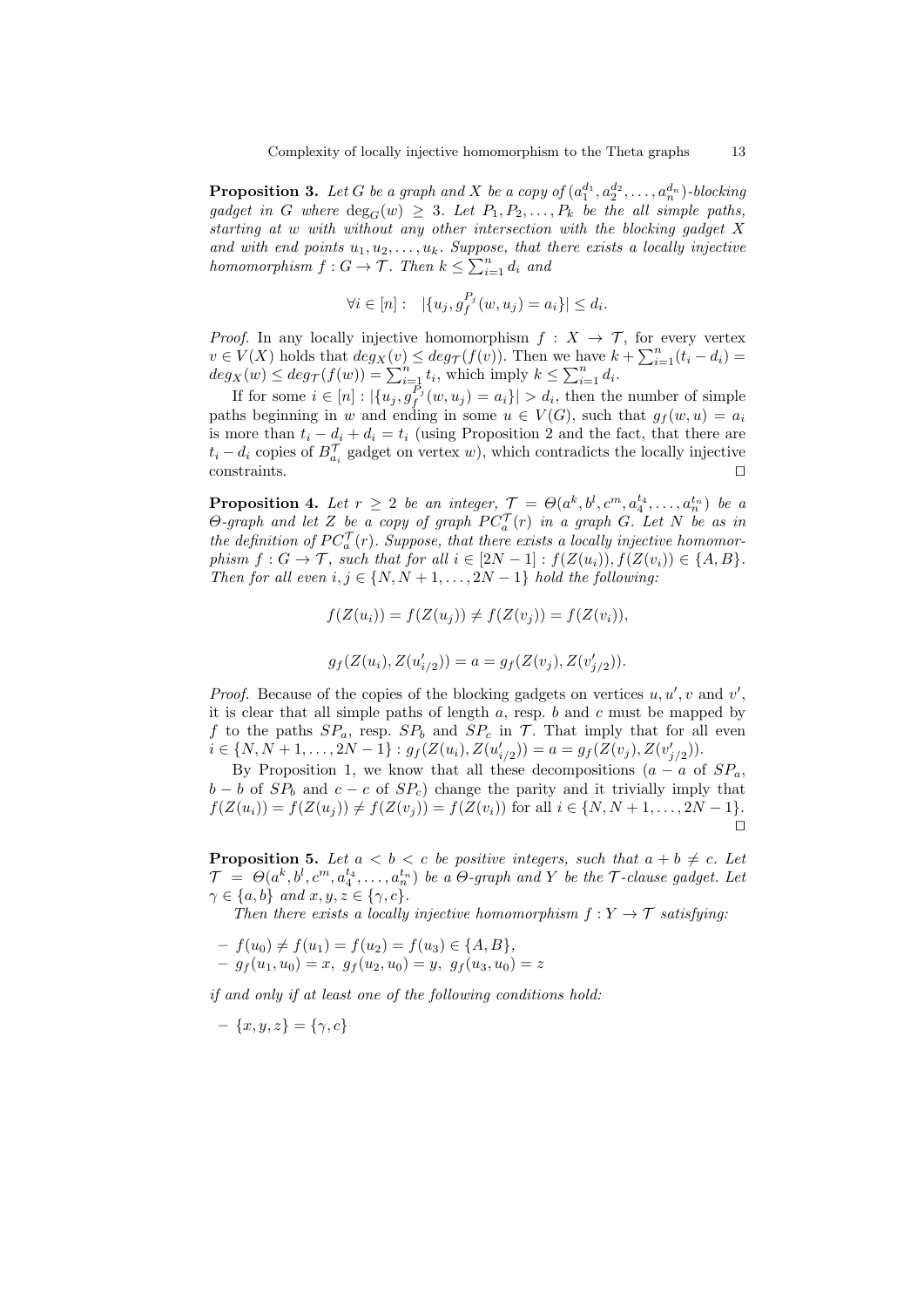**Proposition 3.** *Let $G$ be a graph and $X$ be a copy of $(a_1^{d_1}, a_2^{d_2}, \ldots, a_n^{d_n})$-blocking gadget in $G$ where $\deg_G(w) \geq 3$. Let $P_1, P_2, \ldots, P_k$ be the all simple paths, starting at $w$ with without any other intersection with the blocking gadget $X$ and with end points $u_1, u_2, \ldots, u_k$. Suppose, that there exists a locally injective homomorphism $f : G \to \mathcal{T}$. Then $k \leq \sum_{i=1}^n d_i$ and*

$$\forall i \in [n] : \quad |\{u_j, g_f^{P_j}(w, u_j) = a_i\}| \leq d_i.$$

*Proof.* In any locally injective homomorphism $f : X \to \mathcal{T}$, for every vertex $v \in V(X)$ holds that $deg_X(v) \leq deg_{\mathcal{T}}(f(v))$. Then we have $k + \sum_{i=1}^n (t_i - d_i) = deg_X(w) \leq deg_{\mathcal{T}}(f(w)) = \sum_{i=1}^n t_i$, which imply $k \leq \sum_{i=1}^n d_i$.

If for some $i \in [n] : |\{u_j, g_f^{P_j}(w, u_j) = a_i\}| > d_i$, then the number of simple paths beginning in $w$ and ending in some $u \in V(G)$, such that $g_f(w, u) = a_i$ is more than $t_i - d_i + d_i = t_i$ (using Proposition 2 and the fact, that there are $t_i - d_i$ copies of $B_{a_i}^{\mathcal{T}}$ gadget on vertex $w$), which contradicts the locally injective constraints. $\square$

**Proposition 4.** *Let $r \geq 2$ be an integer, $\mathcal{T} = \Theta(a^k, b^l, c^m, a_4^{t_4}, \ldots, a_n^{t_n})$ be a $\Theta$-graph and let $Z$ be a copy of graph $PC_a^{\mathcal{T}}(r)$ in a graph $G$. Let $N$ be as in the definition of $PC_a^{\mathcal{T}}(r)$. Suppose, that there exists a locally injective homomorphism $f : G \to \mathcal{T}$, such that for all $i \in [2N-1] : f(Z(u_i)), f(Z(v_i)) \in \{A, B\}$. Then for all even $i, j \in \{N, N+1, \ldots, 2N-1\}$ hold the following:*

$$f(Z(u_i)) = f(Z(u_j)) \neq f(Z(v_j)) = f(Z(v_i)),$$

$$g_f(Z(u_i), Z(u'_{i/2})) = a = g_f(Z(v_j), Z(v'_{j/2})).$$

*Proof.* Because of the copies of the blocking gadgets on vertices $u, u', v$ and $v'$, it is clear that all simple paths of length $a$, resp. $b$ and $c$ must be mapped by $f$ to the paths $SP_a$, resp. $SP_b$ and $SP_c$ in $\mathcal{T}$. That imply that for all even $i \in \{N, N+1, \ldots, 2N-1\} : g_f(Z(u_i), Z(u'_{i/2})) = a = g_f(Z(v_j), Z(v'_{j/2}))$.

By Proposition 1, we know that all these decompositions ($a - a$ of $SP_a$, $b - b$ of $SP_b$ and $c - c$ of $SP_c$) change the parity and it trivially imply that $f(Z(u_i)) = f(Z(u_j)) \neq f(Z(v_j)) = f(Z(v_i))$ for all $i \in \{N, N+1, \ldots, 2N-1\}$. $\square$

**Proposition 5.** *Let $a < b < c$ be positive integers, such that $a + b \neq c$. Let $\mathcal{T} = \Theta(a^k, b^l, c^m, a_4^{t_4}, \ldots, a_n^{t_n})$ be a $\Theta$-graph and $Y$ be the $\mathcal{T}$-clause gadget. Let $\gamma \in \{a, b\}$ and $x, y, z \in \{\gamma, c\}$.*

*Then there exists a locally injective homomorphism $f : Y \to \mathcal{T}$ satisfying:*

- *$f(u_0) \neq f(u_1) = f(u_2) = f(u_3) \in \{A, B\}$,*
- *$g_f(u_1, u_0) = x,\ g_f(u_2, u_0) = y,\ g_f(u_3, u_0) = z$*

*if and only if at least one of the following conditions hold:*

- *$\{x, y, z\} = \{\gamma, c\}$*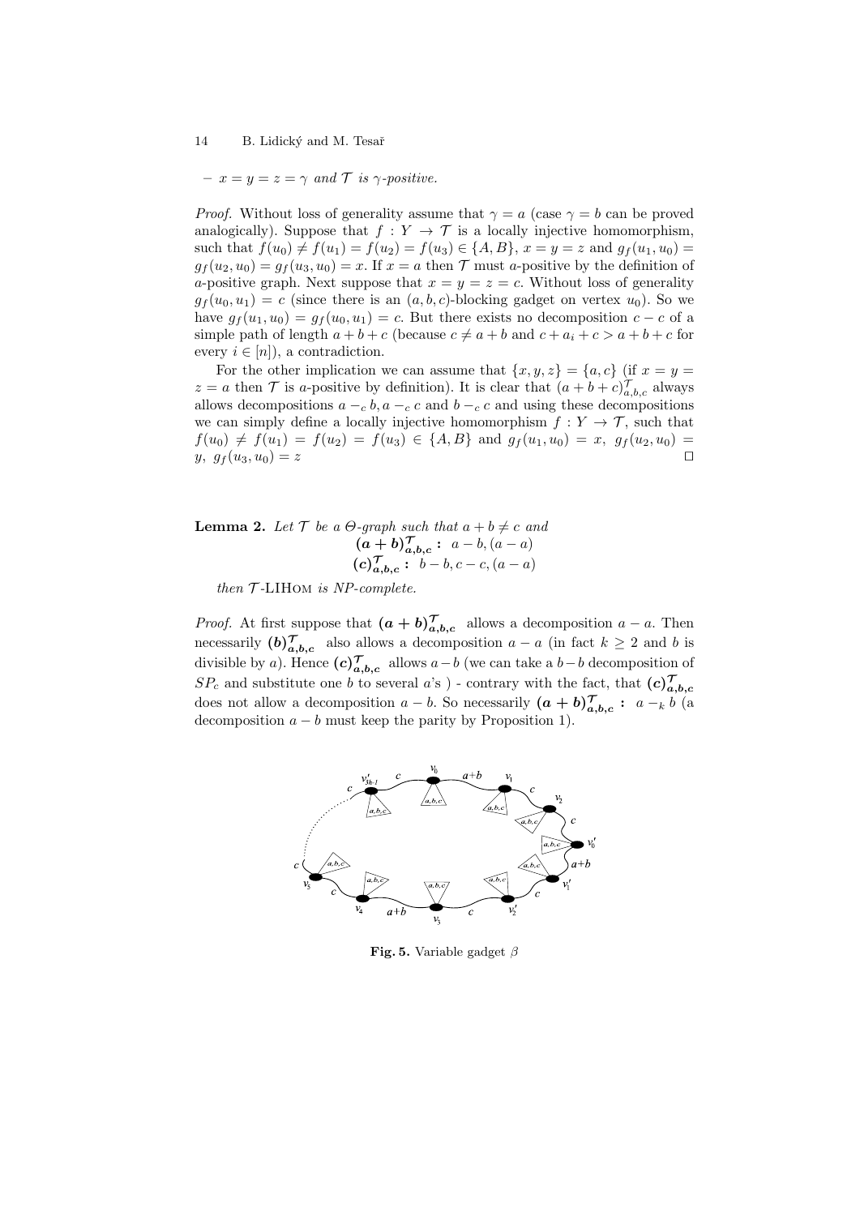– $x = y = z = \gamma$ *and* $\mathcal{T}$ *is* $\gamma$*-positive.*

*Proof.* Without loss of generality assume that $\gamma = a$ (case $\gamma = b$ can be proved analogically). Suppose that $f : Y \to \mathcal{T}$ is a locally injective homomorphism, such that $f(u_0) \neq f(u_1) = f(u_2) = f(u_3) \in \{A, B\}$, $x = y = z$ and $g_f(u_1, u_0) = g_f(u_2, u_0) = g_f(u_3, u_0) = x$. If $x = a$ then $\mathcal{T}$ must $a$-positive by the definition of $a$-positive graph. Next suppose that $x = y = z = c$. Without loss of generality $g_f(u_0, u_1) = c$ (since there is an $(a, b, c)$-blocking gadget on vertex $u_0$). So we have $g_f(u_1, u_0) = g_f(u_0, u_1) = c$. But there exists no decomposition $c - c$ of a simple path of length $a + b + c$ (because $c \neq a + b$ and $c + a_i + c > a + b + c$ for every $i \in [n]$), a contradiction.

For the other implication we can assume that $\{x, y, z\} = \{a, c\}$ (if $x = y = z = a$ then $\mathcal{T}$ is $a$-positive by definition). It is clear that $(a + b + c)^{\mathcal{T}}_{a,b,c}$ always allows decompositions $a -_c b, a -_c c$ and $b -_c c$ and using these decompositions we can simply define a locally injective homomorphism $f : Y \to \mathcal{T}$, such that $f(u_0) \neq f(u_1) = f(u_2) = f(u_3) \in \{A, B\}$ and $g_f(u_1, u_0) = x,\ g_f(u_2, u_0) = y,\ g_f(u_3, u_0) = z$ $\square$

**Lemma 2.** *Let* $\mathcal{T}$ *be a* $\Theta$*-graph such that* $a + b \neq c$ *and*

$$\boldsymbol{(a + b)^{\mathcal{T}}_{a,b,c}} : \ a - b, (a - a)$$

$$\boldsymbol{(c)^{\mathcal{T}}_{a,b,c}} : \ b - b, c - c, (a - a)$$

*then* $\mathcal{T}$*-LIHom is NP-complete.*

*Proof.* At first suppose that $\boldsymbol{(a + b)^{\mathcal{T}}_{a,b,c}}$ allows a decomposition $a - a$. Then necessarily $\boldsymbol{(b)^{\mathcal{T}}_{a,b,c}}$ also allows a decomposition $a - a$ (in fact $k \geq 2$ and $b$ is divisible by $a$). Hence $\boldsymbol{(c)^{\mathcal{T}}_{a,b,c}}$ allows $a - b$ (we can take a $b - b$ decomposition of $SP_c$ and substitute one $b$ to several $a$'s ) - contrary with the fact, that $\boldsymbol{(c)^{\mathcal{T}}_{a,b,c}}$ does not allow a decomposition $a - b$. So necessarily $\boldsymbol{(a + b)^{\mathcal{T}}_{a,b,c}} : \ a -_k b$ (a decomposition $a - b$ must keep the parity by Proposition 1).

**Fig. 5.** Variable gadget $\beta$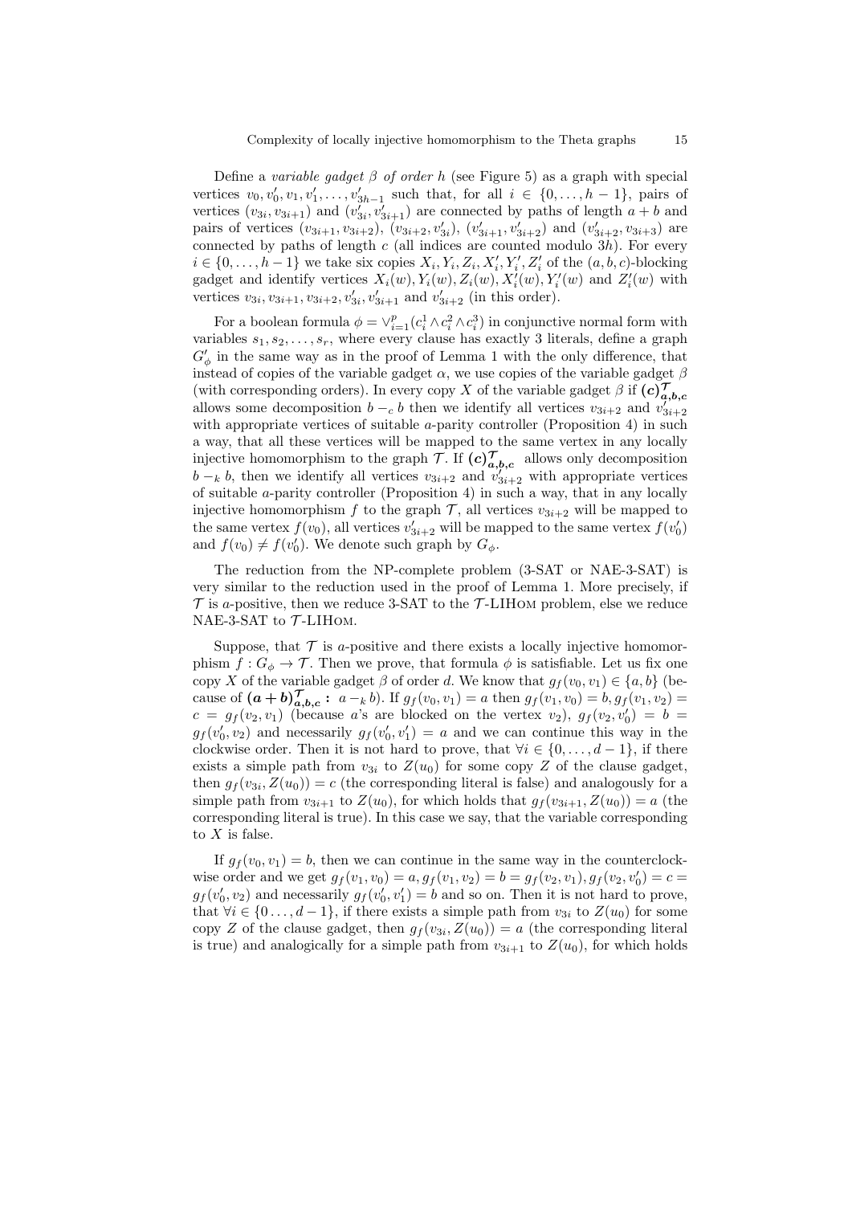Define a *variable gadget* $\beta$ *of order* $h$ (see Figure 5) as a graph with special vertices $v_0, v'_0, v_1, v'_1, \ldots, v'_{3h-1}$ such that, for all $i \in \{0, \ldots, h-1\}$, pairs of vertices $(v_{3i}, v_{3i+1})$ and $(v'_{3i}, v'_{3i+1})$ are connected by paths of length $a+b$ and pairs of vertices $(v_{3i+1}, v_{3i+2})$, $(v_{3i+2}, v'_{3i})$, $(v'_{3i+1}, v'_{3i+2})$ and $(v'_{3i+2}, v_{3i+3})$ are connected by paths of length $c$ (all indices are counted modulo $3h$). For every $i \in \{0, \ldots, h-1\}$ we take six copies $X_i, Y_i, Z_i, X'_i, Y'_i, Z'_i$ of the $(a, b, c)$-blocking gadget and identify vertices $X_i(w), Y_i(w), Z_i(w), X'_i(w), Y'_i(w)$ and $Z'_i(w)$ with vertices $v_{3i}, v_{3i+1}, v_{3i+2}, v'_{3i}, v'_{3i+1}$ and $v'_{3i+2}$ (in this order).

For a boolean formula $\phi = \vee_{i=1}^{p}(c_i^1 \wedge c_i^2 \wedge c_i^3)$ in conjunctive normal form with variables $s_1, s_2, \ldots, s_r$, where every clause has exactly 3 literals, define a graph $G'_\phi$ in the same way as in the proof of Lemma 1 with the only difference, that instead of copies of the variable gadget $\alpha$, we use copies of the variable gadget $\beta$ (with corresponding orders). In every copy $X$ of the variable gadget $\beta$ if $\boldsymbol{(c)^{\mathcal{T}}_{a,b,c}}$ allows some decomposition $b -_c b$ then we identify all vertices $v_{3i+2}$ and $v'_{3i+2}$ with appropriate vertices of suitable $a$-parity controller (Proposition 4) in such a way, that all these vertices will be mapped to the same vertex in any locally injective homomorphism to the graph $\mathcal{T}$. If $\boldsymbol{(c)^{\mathcal{T}}_{a,b,c}}$ allows only decomposition $b -_k b$, then we identify all vertices $v_{3i+2}$ and $v'_{3i+2}$ with appropriate vertices of suitable $a$-parity controller (Proposition 4) in such a way, that in any locally injective homomorphism $f$ to the graph $\mathcal{T}$, all vertices $v_{3i+2}$ will be mapped to the same vertex $f(v_0)$, all vertices $v'_{3i+2}$ will be mapped to the same vertex $f(v'_0)$ and $f(v_0) \neq f(v'_0)$. We denote such graph by $G_\phi$.

The reduction from the NP-complete problem (3-SAT or NAE-3-SAT) is very similar to the reduction used in the proof of Lemma 1. More precisely, if $\mathcal{T}$ is $a$-positive, then we reduce 3-SAT to the $\mathcal{T}$-LIHom problem, else we reduce NAE-3-SAT to $\mathcal{T}$-LIHom.

Suppose, that $\mathcal{T}$ is $a$-positive and there exists a locally injective homomorphism $f : G_\phi \to \mathcal{T}$. Then we prove, that formula $\phi$ is satisfiable. Let us fix one copy $X$ of the variable gadget $\beta$ of order $d$. We know that $g_f(v_0, v_1) \in \{a, b\}$ (because of $\boldsymbol{(a+b)^{\mathcal{T}}_{a,b,c}}$ **:** $a -_k b$). If $g_f(v_0, v_1) = a$ then $g_f(v_1, v_0) = b, g_f(v_1, v_2) = c = g_f(v_2, v_1)$ (because $a$'s are blocked on the vertex $v_2$), $g_f(v_2, v'_0) = b = g_f(v'_0, v_2)$ and necessarily $g_f(v'_0, v'_1) = a$ and we can continue this way in the clockwise order. Then it is not hard to prove, that $\forall i \in \{0, \ldots, d-1\}$, if there exists a simple path from $v_{3i}$ to $Z(u_0)$ for some copy $Z$ of the clause gadget, then $g_f(v_{3i}, Z(u_0)) = c$ (the corresponding literal is false) and analogously for a simple path from $v_{3i+1}$ to $Z(u_0)$, for which holds that $g_f(v_{3i+1}, Z(u_0)) = a$ (the corresponding literal is true). In this case we say, that the variable corresponding to $X$ is false.

If $g_f(v_0, v_1) = b$, then we can continue in the same way in the counterclockwise order and we get $g_f(v_1, v_0) = a, g_f(v_1, v_2) = b = g_f(v_2, v_1), g_f(v_2, v'_0) = c = g_f(v'_0, v_2)$ and necessarily $g_f(v'_0, v'_1) = b$ and so on. Then it is not hard to prove, that $\forall i \in \{0 \ldots, d-1\}$, if there exists a simple path from $v_{3i}$ to $Z(u_0)$ for some copy $Z$ of the clause gadget, then $g_f(v_{3i}, Z(u_0)) = a$ (the corresponding literal is true) and analogically for a simple path from $v_{3i+1}$ to $Z(u_0)$, for which holds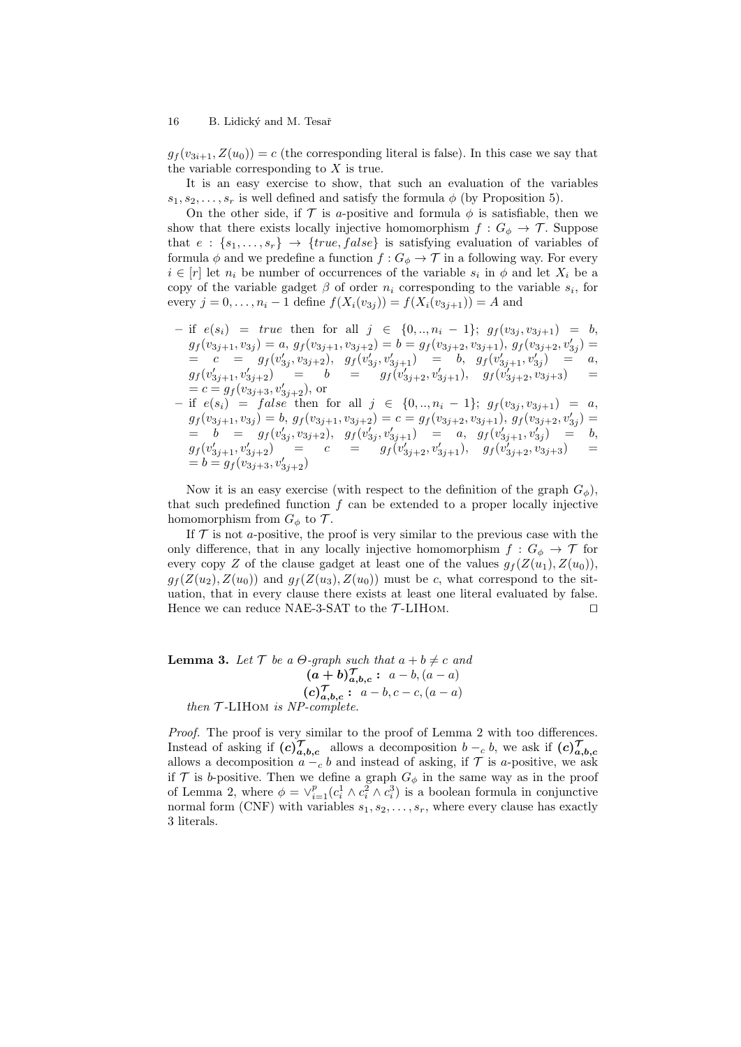$g_f(v_{3i+1}, Z(u_0)) = c$ (the corresponding literal is false). In this case we say that the variable corresponding to $X$ is true.

It is an easy exercise to show, that such an evaluation of the variables $s_1, s_2, \ldots, s_r$ is well defined and satisfy the formula $\phi$ (by Proposition 5).

On the other side, if $\mathcal{T}$ is $a$-positive and formula $\phi$ is satisfiable, then we show that there exists locally injective homomorphism $f : G_\phi \to \mathcal{T}$. Suppose that $e : \{s_1, \ldots, s_r\} \to \{true, false\}$ is satisfying evaluation of variables of formula $\phi$ and we predefine a function $f : G_\phi \to \mathcal{T}$ in a following way. For every $i \in [r]$ let $n_i$ be number of occurrences of the variable $s_i$ in $\phi$ and let $X_i$ be a copy of the variable gadget $\beta$ of order $n_i$ corresponding to the variable $s_i$, for every $j = 0, \ldots, n_i - 1$ define $f(X_i(v_{3j})) = f(X_i(v_{3j+1})) = A$ and

- if $e(s_i) = true$ then for all $j \in \{0, .., n_i - 1\}$; $g_f(v_{3j}, v_{3j+1}) = b$, $g_f(v_{3j+1}, v_{3j}) = a$, $g_f(v_{3j+1}, v_{3j+2}) = b = g_f(v_{3j+2}, v_{3j+1})$, $g_f(v_{3j+2}, v'_{3j}) = = c = g_f(v'_{3j}, v_{3j+2})$, $g_f(v'_{3j}, v'_{3j+1}) = b$, $g_f(v'_{3j+1}, v'_{3j}) = a$, $g_f(v'_{3j+1}, v'_{3j+2}) = b = g_f(v'_{3j+2}, v'_{3j+1})$, $g_f(v'_{3j+2}, v_{3j+3}) = = c = g_f(v_{3j+3}, v'_{3j+2})$, or
- if $e(s_i) = false$ then for all $j \in \{0, .., n_i - 1\}$; $g_f(v_{3j}, v_{3j+1}) = a$, $g_f(v_{3j+1}, v_{3j}) = b$, $g_f(v_{3j+1}, v_{3j+2}) = c = g_f(v_{3j+2}, v_{3j+1})$, $g_f(v_{3j+2}, v'_{3j}) = = b = g_f(v'_{3j}, v_{3j+2})$, $g_f(v'_{3j}, v'_{3j+1}) = a$, $g_f(v'_{3j+1}, v'_{3j}) = b$, $g_f(v'_{3j+1}, v'_{3j+2}) = c = g_f(v'_{3j+2}, v'_{3j+1})$, $g_f(v'_{3j+2}, v_{3j+3}) = = b = g_f(v_{3j+3}, v'_{3j+2})$

Now it is an easy exercise (with respect to the definition of the graph $G_\phi$), that such predefined function $f$ can be extended to a proper locally injective homomorphism from $G_\phi$ to $\mathcal{T}$.

If $\mathcal{T}$ is not $a$-positive, the proof is very similar to the previous case with the only difference, that in any locally injective homomorphism $f : G_\phi \to \mathcal{T}$ for every copy $Z$ of the clause gadget at least one of the values $g_f(Z(u_1), Z(u_0))$, $g_f(Z(u_2), Z(u_0))$ and $g_f(Z(u_3), Z(u_0))$ must be $c$, what correspond to the situation, that in every clause there exists at least one literal evaluated by false. Hence we can reduce NAE-3-SAT to the $\mathcal{T}$-LIHom. □

**Lemma 3.** *Let $\mathcal{T}$ be a $\Theta$-graph such that $a + b \neq c$ and*

$$\boldsymbol{(a+b)^{\mathcal{T}}_{a,b,c}} \textbf{ : } \ a - b, (a - a)$$
$$\boldsymbol{(c)^{\mathcal{T}}_{a,b,c}} \textbf{ : } \ a - b, c - c, (a - a)$$

*then $\mathcal{T}$-LIHom is NP-complete.*

*Proof.* The proof is very similar to the proof of Lemma 2 with too differences. Instead of asking if $\boldsymbol{(c)^{\mathcal{T}}_{a,b,c}}$ allows a decomposition $b -_c b$, we ask if $\boldsymbol{(c)^{\mathcal{T}}_{a,b,c}}$ allows a decomposition $a -_c b$ and instead of asking, if $\mathcal{T}$ is $a$-positive, we ask if $\mathcal{T}$ is $b$-positive. Then we define a graph $G_\phi$ in the same way as in the proof of Lemma 2, where $\phi = \vee_{i=1}^{p}(c_i^1 \wedge c_i^2 \wedge c_i^3)$ is a boolean formula in conjunctive normal form (CNF) with variables $s_1, s_2, \ldots, s_r$, where every clause has exactly 3 literals.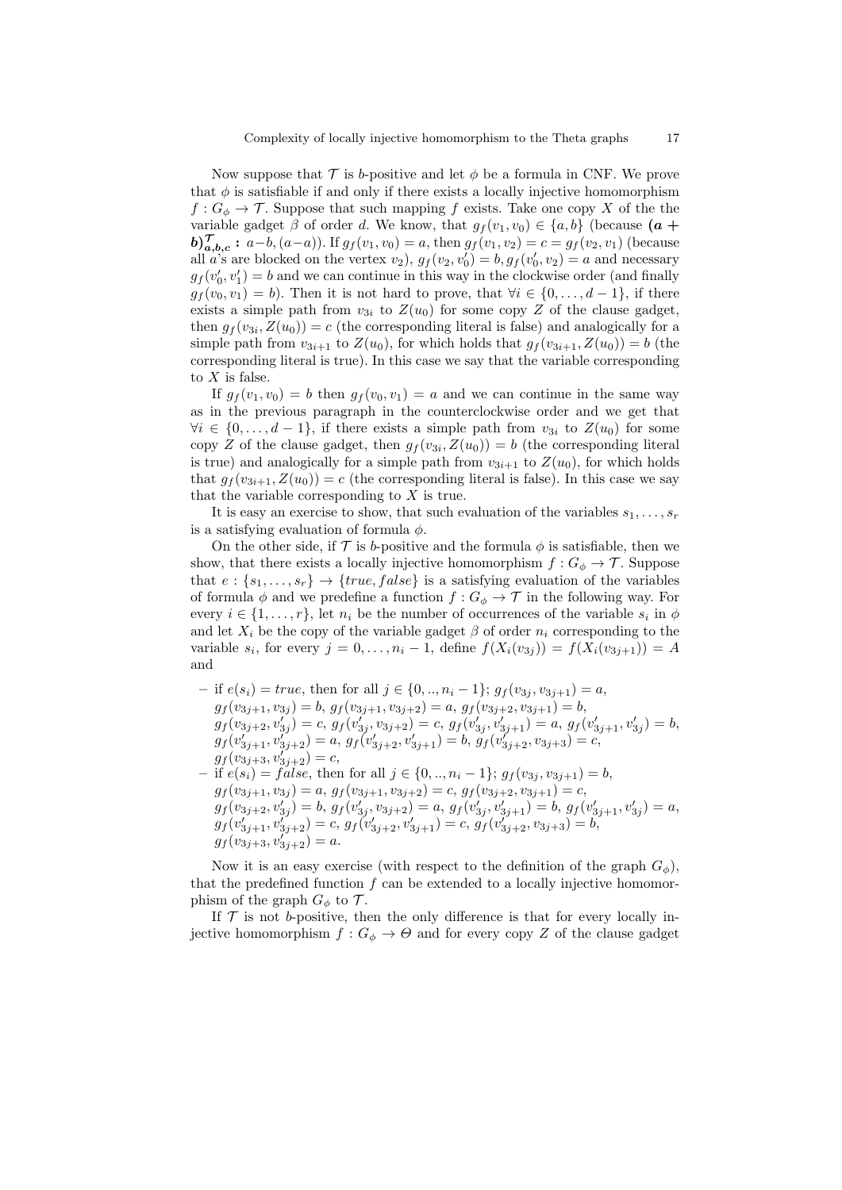Now suppose that $\mathcal{T}$ is $b$-positive and let $\phi$ be a formula in CNF. We prove that $\phi$ is satisfiable if and only if there exists a locally injective homomorphism $f : G_\phi \to \mathcal{T}$. Suppose that such mapping $f$ exists. Take one copy $X$ of the the variable gadget $\beta$ of order $d$. We know, that $g_f(v_1, v_0) \in \{a, b\}$ (because $\boldsymbol{(a+b)^{\mathcal{T}}_{a,b,c}}$ **:** $a-b, (a-a)$). If $g_f(v_1, v_0) = a$, then $g_f(v_1, v_2) = c = g_f(v_2, v_1)$ (because all $a$'s are blocked on the vertex $v_2$), $g_f(v_2, v_0') = b, g_f(v_0', v_2) = a$ and necessary $g_f(v_0', v_1') = b$ and we can continue in this way in the clockwise order (and finally $g_f(v_0, v_1) = b$). Then it is not hard to prove, that $\forall i \in \{0, \ldots, d-1\}$, if there exists a simple path from $v_{3i}$ to $Z(u_0)$ for some copy $Z$ of the clause gadget, then $g_f(v_{3i}, Z(u_0)) = c$ (the corresponding literal is false) and analogically for a simple path from $v_{3i+1}$ to $Z(u_0)$, for which holds that $g_f(v_{3i+1}, Z(u_0)) = b$ (the corresponding literal is true). In this case we say that the variable corresponding to $X$ is false.

If $g_f(v_1, v_0) = b$ then $g_f(v_0, v_1) = a$ and we can continue in the same way as in the previous paragraph in the counterclockwise order and we get that $\forall i \in \{0, \ldots, d-1\}$, if there exists a simple path from $v_{3i}$ to $Z(u_0)$ for some copy $Z$ of the clause gadget, then $g_f(v_{3i}, Z(u_0)) = b$ (the corresponding literal is true) and analogically for a simple path from $v_{3i+1}$ to $Z(u_0)$, for which holds that $g_f(v_{3i+1}, Z(u_0)) = c$ (the corresponding literal is false). In this case we say that the variable corresponding to $X$ is true.

It is easy an exercise to show, that such evaluation of the variables $s_1, \ldots, s_r$ is a satisfying evaluation of formula $\phi$.

On the other side, if $\mathcal{T}$ is $b$-positive and the formula $\phi$ is satisfiable, then we show, that there exists a locally injective homomorphism $f : G_\phi \to \mathcal{T}$. Suppose that $e : \{s_1, \ldots, s_r\} \to \{true, false\}$ is a satisfying evaluation of the variables of formula $\phi$ and we predefine a function $f : G_\phi \to \mathcal{T}$ in the following way. For every $i \in \{1, \ldots, r\}$, let $n_i$ be the number of occurrences of the variable $s_i$ in $\phi$ and let $X_i$ be the copy of the variable gadget $\beta$ of order $n_i$ corresponding to the variable $s_i$, for every $j = 0, \ldots, n_i - 1$, define $f(X_i(v_{3j})) = f(X_i(v_{3j+1})) = A$ and

- if $e(s_i) = true$, then for all $j \in \{0, .., n_i - 1\}$; $g_f(v_{3j}, v_{3j+1}) = a$, $g_f(v_{3j+1}, v_{3j}) = b$, $g_f(v_{3j+1}, v_{3j+2}) = a$, $g_f(v_{3j+2}, v_{3j+1}) = b$, $g_f(v_{3j+2}, v_{3j}') = c$, $g_f(v_{3j}', v_{3j+2}) = c$, $g_f(v_{3j}', v_{3j+1}') = a$, $g_f(v_{3j+1}', v_{3j}') = b$, $g_f(v_{3j+1}', v_{3j+2}') = a$, $g_f(v_{3j+2}', v_{3j+1}') = b$, $g_f(v_{3j+2}', v_{3j+3}) = c$, $g_f(v_{3j+3}, v_{3j+2}') = c$,
- if $e(s_i) = false$, then for all $j \in \{0, .., n_i - 1\}$; $g_f(v_{3j}, v_{3j+1}) = b$, $g_f(v_{3j+1}, v_{3j}) = a$, $g_f(v_{3j+1}, v_{3j+2}) = c$, $g_f(v_{3j+2}, v_{3j+1}) = c$, $g_f(v_{3j+2}, v_{3j}') = b$, $g_f(v_{3j}', v_{3j+2}) = a$, $g_f(v_{3j}', v_{3j+1}') = b$, $g_f(v_{3j+1}', v_{3j}') = a$, $g_f(v_{3j+1}', v_{3j+2}') = c$, $g_f(v_{3j+2}', v_{3j+1}') = c$, $g_f(v_{3j+2}', v_{3j+3}) = b$, $g_f(v_{3j+3}, v_{3j+2}') = a$.

Now it is an easy exercise (with respect to the definition of the graph $G_\phi$), that the predefined function $f$ can be extended to a locally injective homomorphism of the graph $G_\phi$ to $\mathcal{T}$.

If $\mathcal{T}$ is not $b$-positive, then the only difference is that for every locally injective homomorphism $f : G_\phi \to \Theta$ and for every copy $Z$ of the clause gadget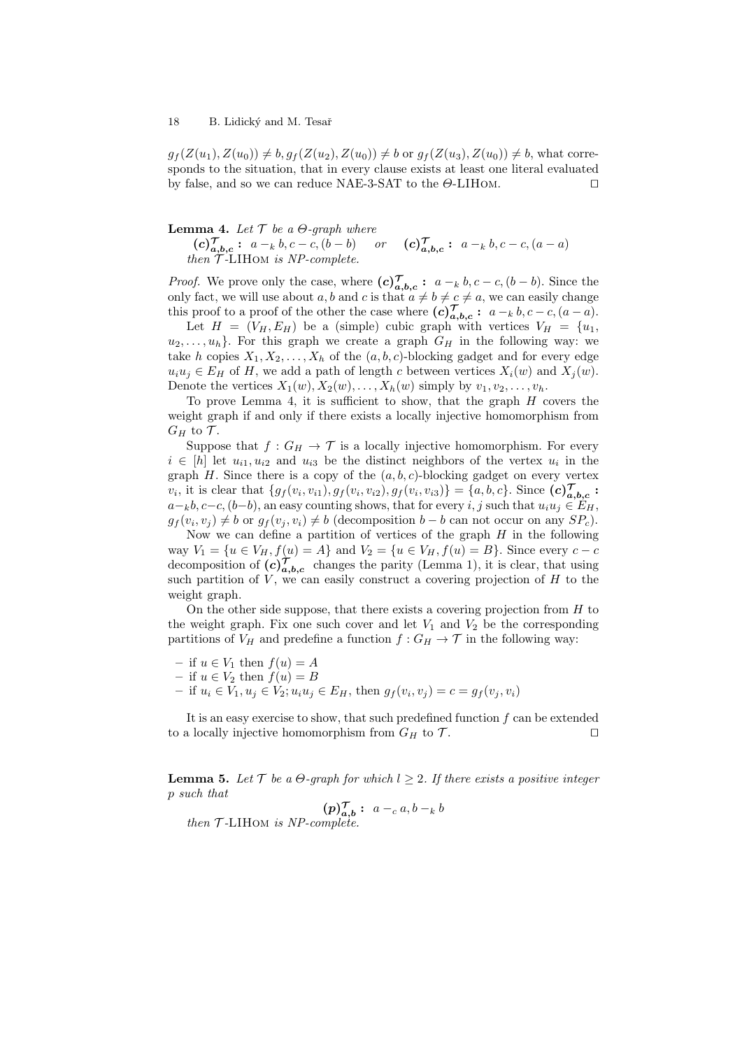$g_f(Z(u_1), Z(u_0)) \neq b, g_f(Z(u_2), Z(u_0)) \neq b$ or $g_f(Z(u_3), Z(u_0)) \neq b$, what corresponds to the situation, that in every clause exists at least one literal evaluated by false, and so we can reduce NAE-3-SAT to the $\Theta$-LIHom. ⊓⊔

**Lemma 4.** *Let $\mathcal{T}$ be a $\Theta$-graph where*
$\boldsymbol{(c)^{\mathcal{T}}_{a,b,c}}$ **:** $a -_k b, c - c, (b - b)$ *or* $\boldsymbol{(c)^{\mathcal{T}}_{a,b,c}}$ **:** $a -_k b, c - c, (a - a)$
*then $\mathcal{T}$-LIHom is NP-complete.*

*Proof.* We prove only the case, where $\boldsymbol{(c)^{\mathcal{T}}_{a,b,c}}$ **:** $a -_k b, c - c, (b - b)$. Since the only fact, we will use about $a, b$ and $c$ is that $a \neq b \neq c \neq a$, we can easily change this proof to a proof of the other the case where $\boldsymbol{(c)^{\mathcal{T}}_{a,b,c}}$ **:** $a -_k b, c - c, (a - a)$.

Let $H = (V_H, E_H)$ be a (simple) cubic graph with vertices $V_H = \{u_1, u_2, \ldots, u_h\}$. For this graph we create a graph $G_H$ in the following way: we take $h$ copies $X_1, X_2, \ldots, X_h$ of the $(a, b, c)$-blocking gadget and for every edge $u_i u_j \in E_H$ of $H$, we add a path of length $c$ between vertices $X_i(w)$ and $X_j(w)$. Denote the vertices $X_1(w), X_2(w), \ldots, X_h(w)$ simply by $v_1, v_2, \ldots, v_h$.

To prove Lemma 4, it is sufficient to show, that the graph $H$ covers the weight graph if and only if there exists a locally injective homomorphism from $G_H$ to $\mathcal{T}$.

Suppose that $f : G_H \to \mathcal{T}$ is a locally injective homomorphism. For every $i \in [h]$ let $u_{i1}, u_{i2}$ and $u_{i3}$ be the distinct neighbors of the vertex $u_i$ in the graph $H$. Since there is a copy of the $(a, b, c)$-blocking gadget on every vertex $v_i$, it is clear that $\{g_f(v_i, v_{i1}), g_f(v_i, v_{i2}), g_f(v_i, v_{i3})\} = \{a, b, c\}$. Since $\boldsymbol{(c)^{\mathcal{T}}_{a,b,c}}$ **:** $a -_k b, c - c, (b - b)$, an easy counting shows, that for every $i, j$ such that $u_i u_j \in E_H$, $g_f(v_i, v_j) \neq b$ or $g_f(v_j, v_i) \neq b$ (decomposition $b - b$ can not occur on any $SP_c$).

Now we can define a partition of vertices of the graph $H$ in the following way $V_1 = \{u \in V_H, f(u) = A\}$ and $V_2 = \{u \in V_H, f(u) = B\}$. Since every $c - c$ decomposition of $\boldsymbol{(c)^{\mathcal{T}}_{a,b,c}}$ changes the parity (Lemma 1), it is clear, that using such partition of $V$, we can easily construct a covering projection of $H$ to the weight graph.

On the other side suppose, that there exists a covering projection from $H$ to the weight graph. Fix one such cover and let $V_1$ and $V_2$ be the corresponding partitions of $V_H$ and predefine a function $f : G_H \to \mathcal{T}$ in the following way:

- if $u \in V_1$ then $f(u) = A$
- if $u \in V_2$ then $f(u) = B$
- if $u_i \in V_1, u_j \in V_2; u_i u_j \in E_H$, then $g_f(v_i, v_j) = c = g_f(v_j, v_i)$

It is an easy exercise to show, that such predefined function $f$ can be extended to a locally injective homomorphism from $G_H$ to $\mathcal{T}$. ⊓⊔

**Lemma 5.** *Let $\mathcal{T}$ be a $\Theta$-graph for which $l \geq 2$. If there exists a positive integer $p$ such that*

$$\boldsymbol{(p)^{\mathcal{T}}_{a,b}} \textbf{ :}\ \ a -_c a, b -_k b$$

*then $\mathcal{T}$-LIHom is NP-complete.*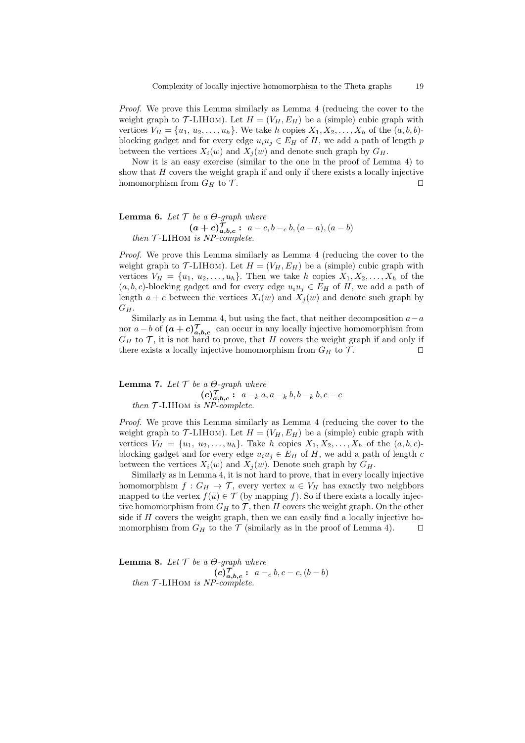*Proof.* We prove this Lemma similarly as Lemma 4 (reducing the cover to the weight graph to $\mathcal{T}$-LIHom). Let $H = (V_H, E_H)$ be a (simple) cubic graph with vertices $V_H = \{u_1, u_2, \ldots, u_h\}$. We take $h$ copies $X_1, X_2, \ldots, X_h$ of the $(a, b, b)$-blocking gadget and for every edge $u_iu_j \in E_H$ of $H$, we add a path of length $p$ between the vertices $X_i(w)$ and $X_j(w)$ and denote such graph by $G_H$.

Now it is an easy exercise (similar to the one in the proof of Lemma 4) to show that $H$ covers the weight graph if and only if there exists a locally injective homomorphism from $G_H$ to $\mathcal{T}$. □

**Lemma 6.** *Let $\mathcal{T}$ be a $\Theta$-graph where*

$$\boldsymbol{(a+c)^{\mathcal{T}}_{a,b,c}}:\ a -_c b, b -_c b, (a-a), (a-b)$$

*then $\mathcal{T}$-LIHom is NP-complete.*

*Proof.* We prove this Lemma similarly as Lemma 4 (reducing the cover to the weight graph to $\mathcal{T}$-LIHom). Let $H = (V_H, E_H)$ be a (simple) cubic graph with vertices $V_H = \{u_1, u_2, \ldots, u_h\}$. Then we take $h$ copies $X_1, X_2, \ldots, X_h$ of the $(a, b, c)$-blocking gadget and for every edge $u_iu_j \in E_H$ of $H$, we add a path of length $a + c$ between the vertices $X_i(w)$ and $X_j(w)$ and denote such graph by $G_H$.

Similarly as in Lemma 4, but using the fact, that neither decomposition $a-a$ nor $a-b$ of $\boldsymbol{(a+c)^{\mathcal{T}}_{a,b,c}}$ can occur in any locally injective homomorphism from $G_H$ to $\mathcal{T}$, it is not hard to prove, that $H$ covers the weight graph if and only if there exists a locally injective homomorphism from $G_H$ to $\mathcal{T}$. □

**Lemma 7.** *Let $\mathcal{T}$ be a $\Theta$-graph where*

$$\boldsymbol{(c)^{\mathcal{T}}_{a,b,c}}:\ a -_k a, a -_k b, b -_k b, c - c$$

*then $\mathcal{T}$-LIHom is NP-complete.*

*Proof.* We prove this Lemma similarly as Lemma 4 (reducing the cover to the weight graph to $\mathcal{T}$-LIHom). Let $H = (V_H, E_H)$ be a (simple) cubic graph with vertices $V_H = \{u_1, u_2, \ldots, u_h\}$. Take $h$ copies $X_1, X_2, \ldots, X_h$ of the $(a, b, c)$-blocking gadget and for every edge $u_iu_j \in E_H$ of $H$, we add a path of length $c$ between the vertices $X_i(w)$ and $X_j(w)$. Denote such graph by $G_H$.

Similarly as in Lemma 4, it is not hard to prove, that in every locally injective homomorphism $f : G_H \to \mathcal{T}$, every vertex $u \in V_H$ has exactly two neighbors mapped to the vertex $f(u) \in \mathcal{T}$ (by mapping $f$). So if there exists a locally injective homomorphism from $G_H$ to $\mathcal{T}$, then $H$ covers the weight graph. On the other side if $H$ covers the weight graph, then we can easily find a locally injective homomorphism from $G_H$ to the $\mathcal{T}$ (similarly as in the proof of Lemma 4). □

**Lemma 8.** *Let $\mathcal{T}$ be a $\Theta$-graph where*

$$\boldsymbol{(c)^{\mathcal{T}}_{a,b,c}}:\ a -_c b, c - c, (b-b)$$

*then $\mathcal{T}$-LIHom is NP-complete.*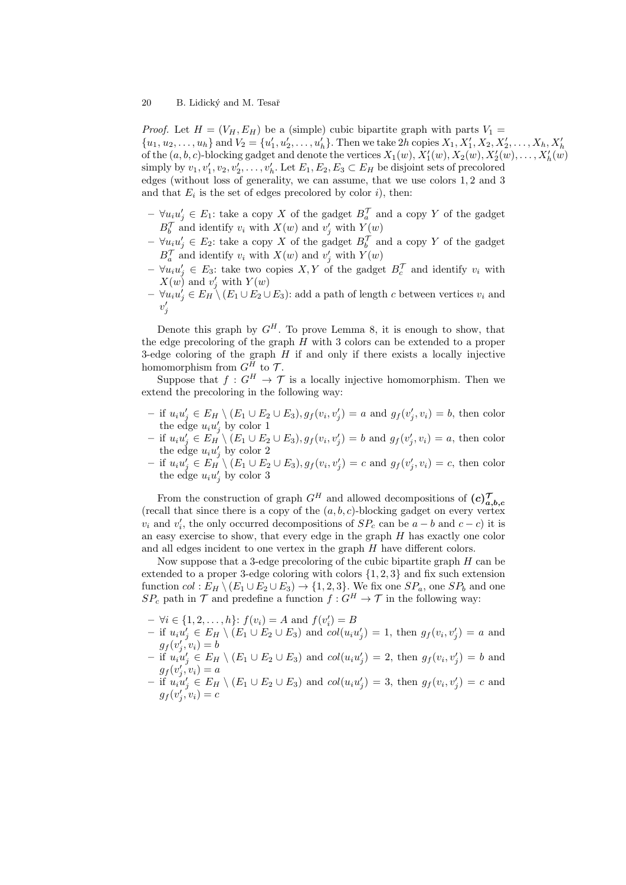*Proof.* Let $H = (V_H, E_H)$ be a (simple) cubic bipartite graph with parts $V_1 = \{u_1, u_2, \ldots, u_h\}$ and $V_2 = \{u'_1, u'_2, \ldots, u'_h\}$. Then we take $2h$ copies $X_1, X'_1, X_2, X'_2, \ldots, X_h, X'_h$ of the $(a, b, c)$-blocking gadget and denote the vertices $X_1(w), X'_1(w), X_2(w), X'_2(w), \ldots, X'_h(w)$ simply by $v_1, v'_1, v_2, v'_2, \ldots, v'_h$. Let $E_1, E_2, E_3 \subset E_H$ be disjoint sets of precolored edges (without loss of generality, we can assume, that we use colors $1, 2$ and $3$ and that $E_i$ is the set of edges precolored by color $i$), then:

- $\forall u_i u'_j \in E_1$: take a copy $X$ of the gadget $B_a^{\mathcal{T}}$ and a copy $Y$ of the gadget $B_b^{\mathcal{T}}$ and identify $v_i$ with $X(w)$ and $v'_j$ with $Y(w)$
- $\forall u_i u'_j \in E_2$: take a copy $X$ of the gadget $B_b^{\mathcal{T}}$ and a copy $Y$ of the gadget $B_a^{\mathcal{T}}$ and identify $v_i$ with $X(w)$ and $v'_j$ with $Y(w)$
- $\forall u_i u'_j \in E_3$: take two copies $X, Y$ of the gadget $B_c^{\mathcal{T}}$ and identify $v_i$ with $X(w)$ and $v'_j$ with $Y(w)$
- $\forall u_i u'_j \in E_H \setminus (E_1 \cup E_2 \cup E_3)$: add a path of length $c$ between vertices $v_i$ and $v'_j$

Denote this graph by $G^H$. To prove Lemma 8, it is enough to show, that the edge precoloring of the graph $H$ with 3 colors can be extended to a proper 3-edge coloring of the graph $H$ if and only if there exists a locally injective homomorphism from $G^H$ to $\mathcal{T}$.

Suppose that $f : G^H \to \mathcal{T}$ is a locally injective homomorphism. Then we extend the precoloring in the following way:

- if $u_i u'_j \in E_H \setminus (E_1 \cup E_2 \cup E_3), g_f(v_i, v'_j) = a$ and $g_f(v'_j, v_i) = b$, then color the edge $u_i u'_j$ by color 1
- if $u_i u'_j \in E_H \setminus (E_1 \cup E_2 \cup E_3), g_f(v_i, v'_j) = b$ and $g_f(v'_j, v_i) = a$, then color the edge $u_i u'_j$ by color 2
- if $u_i u'_j \in E_H \setminus (E_1 \cup E_2 \cup E_3), g_f(v_i, v'_j) = c$ and $g_f(v'_j, v_i) = c$, then color the edge $u_i u'_j$ by color 3

From the construction of graph $G^H$ and allowed decompositions of $\boldsymbol{(c)^{\mathcal{T}}_{a,b,c}}$ (recall that since there is a copy of the $(a, b, c)$-blocking gadget on every vertex $v_i$ and $v'_i$, the only occurred decompositions of $SP_c$ can be $a - b$ and $c - c$) it is an easy exercise to show, that every edge in the graph $H$ has exactly one color and all edges incident to one vertex in the graph $H$ have different colors.

Now suppose that a 3-edge precoloring of the cubic bipartite graph $H$ can be extended to a proper 3-edge coloring with colors $\{1, 2, 3\}$ and fix such extension function $col : E_H \setminus (E_1 \cup E_2 \cup E_3) \to \{1, 2, 3\}$. We fix one $SP_a$, one $SP_b$ and one $SP_c$ path in $\mathcal{T}$ and predefine a function $f : G^H \to \mathcal{T}$ in the following way:

- $\forall i \in \{1, 2, \ldots, h\}$: $f(v_i) = A$ and $f(v'_i) = B$
- if $u_i u'_j \in E_H \setminus (E_1 \cup E_2 \cup E_3)$ and $col(u_i u'_j) = 1$, then $g_f(v_i, v'_j) = a$ and $g_f(v'_j, v_i) = b$
- if $u_i u'_j \in E_H \setminus (E_1 \cup E_2 \cup E_3)$ and $col(u_i u'_j) = 2$, then $g_f(v_i, v'_j) = b$ and $g_f(v'_j, v_i) = a$
- if $u_i u'_j \in E_H \setminus (E_1 \cup E_2 \cup E_3)$ and $col(u_i u'_j) = 3$, then $g_f(v_i, v'_j) = c$ and $g_f(v'_j, v_i) = c$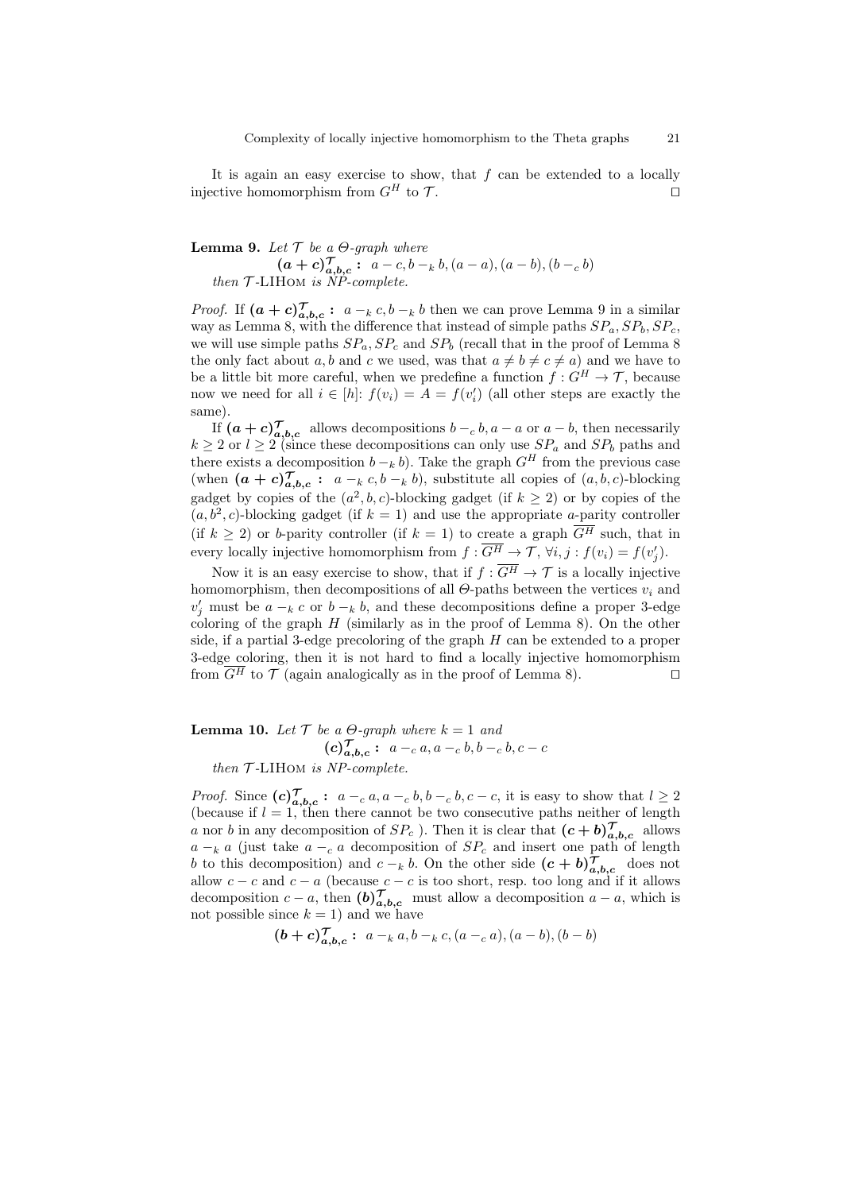It is again an easy exercise to show, that $f$ can be extended to a locally injective homomorphism from $G^H$ to $\mathcal{T}$. $\square$

**Lemma 9.** *Let $\mathcal{T}$ be a $\Theta$-graph where*

$$\boldsymbol{(a+c)^{\mathcal{T}}_{a,b,c}:}\;\; a-c, b-_k b, (a-a), (a-b), (b-_c b)$$

*then $\mathcal{T}$-LIHOM is NP-complete.*

*Proof.* If $\boldsymbol{(a+c)^{\mathcal{T}}_{a,b,c}:}\; a-_k c, b-_k b$ then we can prove Lemma 9 in a similar way as Lemma 8, with the difference that instead of simple paths $SP_a, SP_b, SP_c$, we will use simple paths $SP_a, SP_c$ and $SP_b$ (recall that in the proof of Lemma 8 the only fact about $a, b$ and $c$ we used, was that $a \neq b \neq c \neq a$) and we have to be a little bit more careful, when we predefine a function $f : G^H \to \mathcal{T}$, because now we need for all $i \in [h]$: $f(v_i) = A = f(v'_i)$ (all other steps are exactly the same).

If $\boldsymbol{(a+c)^{\mathcal{T}}_{a,b,c}}$ allows decompositions $b -_c b, a-a$ or $a-b$, then necessarily $k \geq 2$ or $l \geq 2$ (since these decompositions can only use $SP_a$ and $SP_b$ paths and there exists a decomposition $b -_k b$). Take the graph $G^H$ from the previous case (when $\boldsymbol{(a+c)^{\mathcal{T}}_{a,b,c}:}\; a-_k c, b-_k b$), substitute all copies of $(a,b,c)$-blocking gadget by copies of the $(a^2,b,c)$-blocking gadget (if $k \geq 2$) or by copies of the $(a,b^2,c)$-blocking gadget (if $k=1$) and use the appropriate $a$-parity controller (if $k \geq 2$) or $b$-parity controller (if $k=1$) to create a graph $\overline{G^H}$ such, that in every locally injective homomorphism from $f : \overline{G^H} \to \mathcal{T}$, $\forall i,j : f(v_i) = f(v'_j)$.

Now it is an easy exercise to show, that if $f : \overline{G^H} \to \mathcal{T}$ is a locally injective homomorphism, then decompositions of all $\Theta$-paths between the vertices $v_i$ and $v'_j$ must be $a-_k c$ or $b-_k b$, and these decompositions define a proper 3-edge coloring of the graph $H$ (similarly as in the proof of Lemma 8). On the other side, if a partial 3-edge precoloring of the graph $H$ can be extended to a proper 3-edge coloring, then it is not hard to find a locally injective homomorphism from $\overline{G^H}$ to $\mathcal{T}$ (again analogically as in the proof of Lemma 8). $\square$

**Lemma 10.** *Let $\mathcal{T}$ be a $\Theta$-graph where $k=1$ and*

$$\boldsymbol{(c)^{\mathcal{T}}_{a,b,c}:}\;\; a-_c a, a-_c b, b-_c b, c-c$$

*then $\mathcal{T}$-LIHOM is NP-complete.*

*Proof.* Since $\boldsymbol{(c)^{\mathcal{T}}_{a,b,c}:}\; a-_c a, a-_c b, b-_c b, c-c$, it is easy to show that $l \geq 2$ (because if $l=1$, then there cannot be two consecutive paths neither of length $a$ nor $b$ in any decomposition of $SP_c$ ). Then it is clear that $\boldsymbol{(c+b)^{\mathcal{T}}_{a,b,c}}$ allows $a-_k a$ (just take $a-_c a$ decomposition of $SP_c$ and insert one path of length $b$ to this decomposition) and $c-_k b$. On the other side $\boldsymbol{(c+b)^{\mathcal{T}}_{a,b,c}}$ does not allow $c-c$ and $c-a$ (because $c-c$ is too short, resp. too long and if it allows decomposition $c-a$, then $\boldsymbol{(b)^{\mathcal{T}}_{a,b,c}}$ must allow a decomposition $a-a$, which is not possible since $k=1$) and we have

$$\boldsymbol{(b+c)^{\mathcal{T}}_{a,b,c}:}\;\; a-_k a, b-_k c, (a-_c a), (a-b), (b-b)$$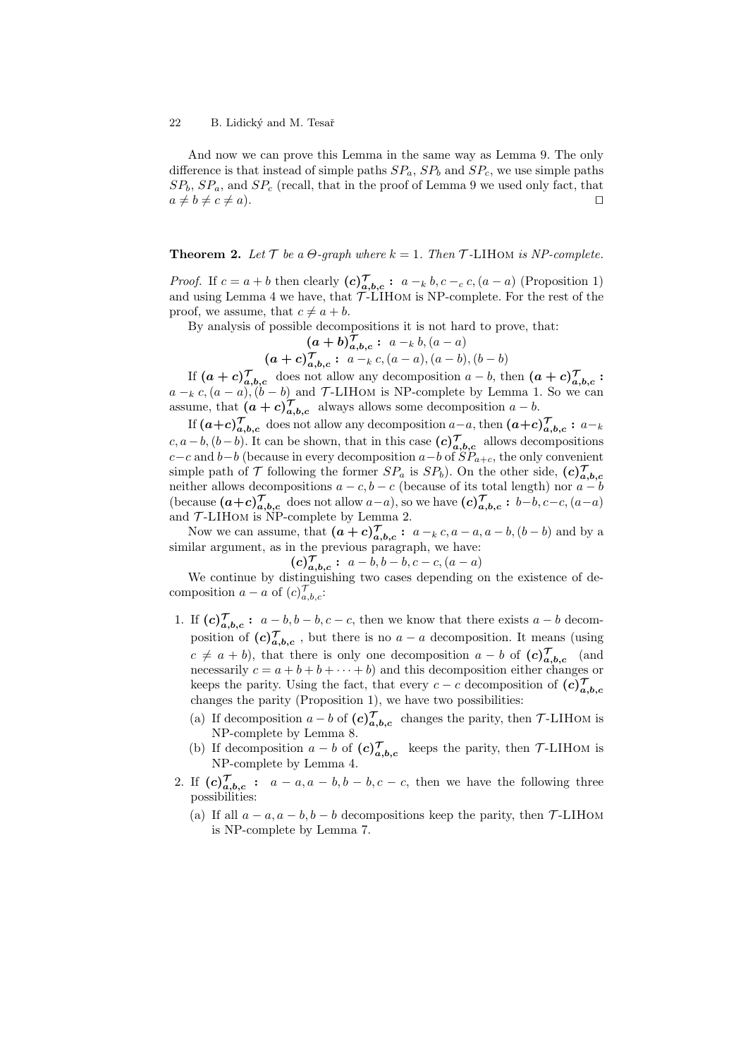And now we can prove this Lemma in the same way as Lemma 9. The only difference is that instead of simple paths $SP_a$, $SP_b$ and $SP_c$, we use simple paths $SP_b$, $SP_a$, and $SP_c$ (recall, that in the proof of Lemma 9 we used only fact, that $a \neq b \neq c \neq a$). □

**Theorem 2.** *Let $\mathcal{T}$ be a $\Theta$-graph where $k = 1$. Then $\mathcal{T}$-LIHom is NP-complete.*

*Proof.* If $c = a + b$ then clearly $\boldsymbol{(c)^{\mathcal{T}}_{a,b,c}}$ **:** $a -_k b, c -_c c, (a - a)$ (Proposition 1) and using Lemma 4 we have, that $\mathcal{T}$-LIHom is NP-complete. For the rest of the proof, we assume, that $c \neq a + b$.

By analysis of possible decompositions it is not hard to prove, that:

$$\boldsymbol{(a+b)^{\mathcal{T}}_{a,b,c}} \textbf{ : } a -_k b, (a - a)$$
$$\boldsymbol{(a+c)^{\mathcal{T}}_{a,b,c}} \textbf{ : } a -_k c, (a - a), (a - b), (b - b)$$

If $\boldsymbol{(a+c)^{\mathcal{T}}_{a,b,c}}$ does not allow any decomposition $a - b$, then $\boldsymbol{(a+c)^{\mathcal{T}}_{a,b,c}}$ **:** $a -_k c, (a - a), (b - b)$ and $\mathcal{T}$-LIHom is NP-complete by Lemma 1. So we can assume, that $\boldsymbol{(a+c)^{\mathcal{T}}_{a,b,c}}$ always allows some decomposition $a - b$.

If $\boldsymbol{(a+c)^{\mathcal{T}}_{a,b,c}}$ does not allow any decomposition $a - a$, then $\boldsymbol{(a+c)^{\mathcal{T}}_{a,b,c}}$ **:** $a -_k c, a - b, (b - b)$. It can be shown, that in this case $\boldsymbol{(c)^{\mathcal{T}}_{a,b,c}}$ allows decompositions $c - c$ and $b - b$ (because in every decomposition $a - b$ of $SP_{a+c}$, the only convenient simple path of $\mathcal{T}$ following the former $SP_a$ is $SP_b$). On the other side, $\boldsymbol{(c)^{\mathcal{T}}_{a,b,c}}$ neither allows decompositions $a - c, b - c$ (because of its total length) nor $a - b$ (because $\boldsymbol{(a+c)^{\mathcal{T}}_{a,b,c}}$ does not allow $a - a$), so we have $\boldsymbol{(c)^{\mathcal{T}}_{a,b,c}}$ **:** $b - b, c - c, (a - a)$ and $\mathcal{T}$-LIHom is NP-complete by Lemma 2.

Now we can assume, that $\boldsymbol{(a+c)^{\mathcal{T}}_{a,b,c}}$ **:** $a -_k c, a - a, a - b, (b - b)$ and by a similar argument, as in the previous paragraph, we have:

$$\boldsymbol{(c)^{\mathcal{T}}_{a,b,c}} \textbf{ : } a - b, b - b, c - c, (a - a)$$

We continue by distinguishing two cases depending on the existence of decomposition $a - a$ of $(c)^{\mathcal{T}}_{a,b,c}$:

1. If $\boldsymbol{(c)^{\mathcal{T}}_{a,b,c}}$ **:** $a - b, b - b, c - c$, then we know that there exists $a - b$ decomposition of $\boldsymbol{(c)^{\mathcal{T}}_{a,b,c}}$, but there is no $a - a$ decomposition. It means (using $c \neq a + b$), that there is only one decomposition $a - b$ of $\boldsymbol{(c)^{\mathcal{T}}_{a,b,c}}$ (and necessarily $c = a + b + b + \cdots + b$) and this decomposition either changes or keeps the parity. Using the fact, that every $c - c$ decomposition of $\boldsymbol{(c)^{\mathcal{T}}_{a,b,c}}$ changes the parity (Proposition 1), we have two possibilities:
   (a) If decomposition $a - b$ of $\boldsymbol{(c)^{\mathcal{T}}_{a,b,c}}$ changes the parity, then $\mathcal{T}$-LIHom is NP-complete by Lemma 8.
   (b) If decomposition $a - b$ of $\boldsymbol{(c)^{\mathcal{T}}_{a,b,c}}$ keeps the parity, then $\mathcal{T}$-LIHom is NP-complete by Lemma 4.
2. If $\boldsymbol{(c)^{\mathcal{T}}_{a,b,c}}$ **:** $a - a, a - b, b - b, c - c$, then we have the following three possibilities:
   (a) If all $a - a, a - b, b - b$ decompositions keep the parity, then $\mathcal{T}$-LIHom is NP-complete by Lemma 7.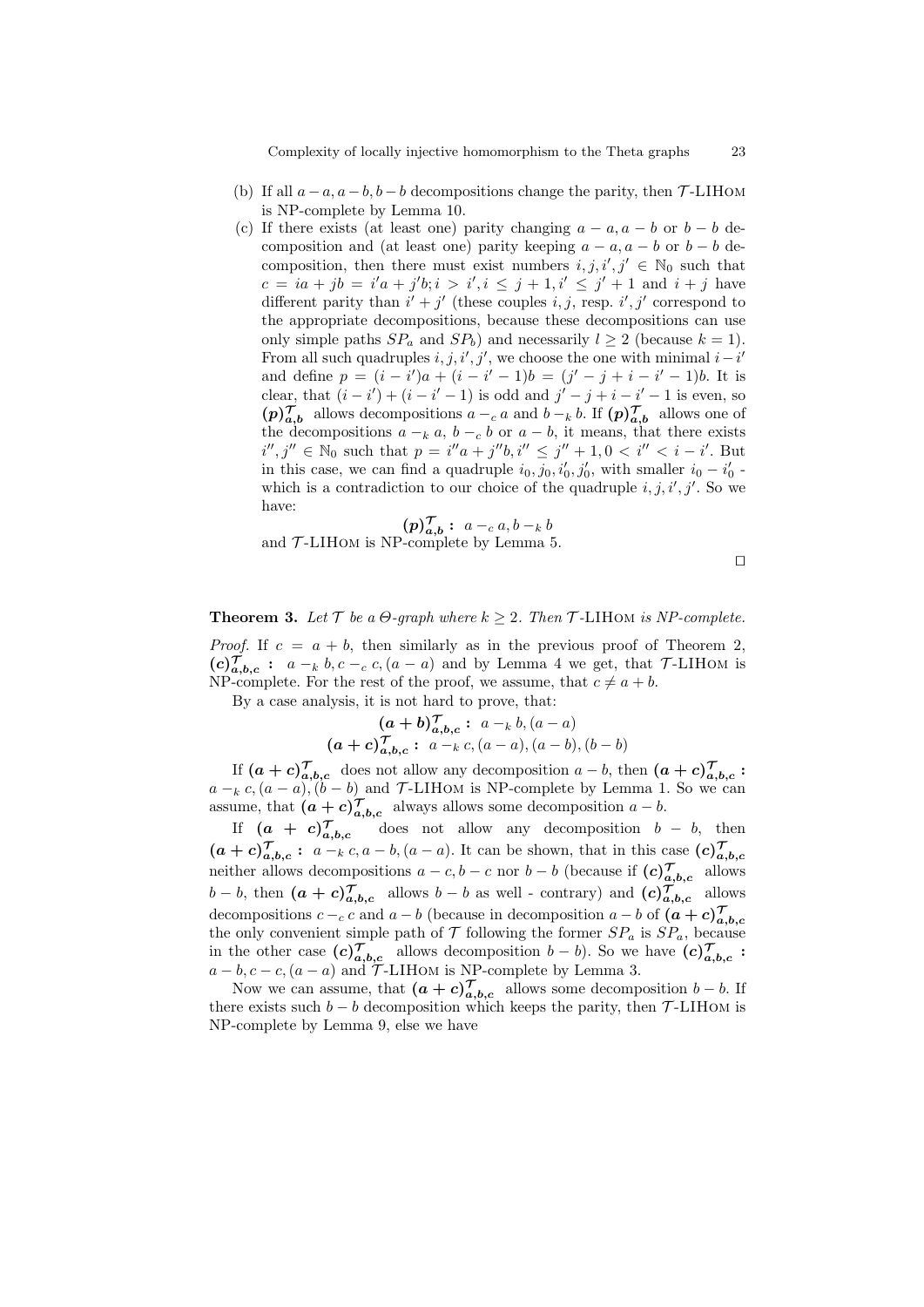(b) If all $a-a, a-b, b-b$ decompositions change the parity, then $\mathcal{T}$-LIHom is NP-complete by Lemma 10.

(c) If there exists (at least one) parity changing $a-a, a-b$ or $b-b$ decomposition and (at least one) parity keeping $a-a, a-b$ or $b-b$ decomposition, then there must exist numbers $i, j, i', j' \in \mathbb{N}_0$ such that $c = ia + jb = i'a + j'b; i > i', i \leq j+1, i' \leq j'+1$ and $i+j$ have different parity than $i'+j'$ (these couples $i, j$, resp. $i', j'$ correspond to the appropriate decompositions, because these decompositions can use only simple paths $SP_a$ and $SP_b$) and necessarily $l \geq 2$ (because $k=1$). From all such quadruples $i, j, i', j'$, we choose the one with minimal $i - i'$ and define $p = (i-i')a + (i-i'-1)b = (j'-j+i-i'-1)b$. It is clear, that $(i-i') + (i-i'-1)$ is odd and $j'-j+i-i'-1$ is even, so $\boldsymbol{(p)^{\mathcal{T}}_{a,b}}$ allows decompositions $a -_c a$ and $b -_k b$. If $\boldsymbol{(p)^{\mathcal{T}}_{a,b}}$ allows one of the decompositions $a -_k a$, $b -_c b$ or $a - b$, it means, that there exists $i'', j'' \in \mathbb{N}_0$ such that $p = i''a + j''b, i'' \leq j''+1, 0 < i'' < i - i'$. But in this case, we can find a quadruple $i_0, j_0, i'_0, j'_0$, with smaller $i_0 - i'_0$ - which is a contradiction to our choice of the quadruple $i, j, i', j'$. So we have:

$$\boldsymbol{(p)^{\mathcal{T}}_{a,b}} : \ a -_c a, b -_k b$$

and $\mathcal{T}$-LIHom is NP-complete by Lemma 5.

□

**Theorem 3.** *Let $\mathcal{T}$ be a $\Theta$-graph where $k \geq 2$. Then $\mathcal{T}$-LIHom is NP-complete.*

*Proof.* If $c = a + b$, then similarly as in the previous proof of Theorem 2, $\boldsymbol{(c)^{\mathcal{T}}_{a,b,c}} : \ a -_k b, c -_c c, (a-a)$ and by Lemma 4 we get, that $\mathcal{T}$-LIHom is NP-complete. For the rest of the proof, we assume, that $c \neq a + b$.

By a case analysis, it is not hard to prove, that:

$$\boldsymbol{(a+b)^{\mathcal{T}}_{a,b,c}} : \ a -_k b, (a-a)$$
$$\boldsymbol{(a+c)^{\mathcal{T}}_{a,b,c}} : \ a -_k c, (a-a), (a-b), (b-b)$$

If $\boldsymbol{(a+c)^{\mathcal{T}}_{a,b,c}}$ does not allow any decomposition $a - b$, then $\boldsymbol{(a+c)^{\mathcal{T}}_{a,b,c}} :$ $a -_k c, (a-a), (b-b)$ and $\mathcal{T}$-LIHom is NP-complete by Lemma 1. So we can assume, that $\boldsymbol{(a+c)^{\mathcal{T}}_{a,b,c}}$ always allows some decomposition $a - b$.

If $\boldsymbol{(a+c)^{\mathcal{T}}_{a,b,c}}$ does not allow any decomposition $b - b$, then $\boldsymbol{(a+c)^{\mathcal{T}}_{a,b,c}} : \ a -_k c, a - b, (a-a)$. It can be shown, that in this case $\boldsymbol{(c)^{\mathcal{T}}_{a,b,c}}$ neither allows decompositions $a - c, b - c$ nor $b - b$ (because if $\boldsymbol{(c)^{\mathcal{T}}_{a,b,c}}$ allows $b - b$, then $\boldsymbol{(a+c)^{\mathcal{T}}_{a,b,c}}$ allows $b - b$ as well - contrary) and $\boldsymbol{(c)^{\mathcal{T}}_{a,b,c}}$ allows decompositions $c -_c c$ and $a - b$ (because in decomposition $a - b$ of $\boldsymbol{(a+c)^{\mathcal{T}}_{a,b,c}}$ the only convenient simple path of $\mathcal{T}$ following the former $SP_a$ is $SP_a$, because in the other case $\boldsymbol{(c)^{\mathcal{T}}_{a,b,c}}$ allows decomposition $b - b$). So we have $\boldsymbol{(c)^{\mathcal{T}}_{a,b,c}} :$ $a - b, c - c, (a-a)$ and $\mathcal{T}$-LIHom is NP-complete by Lemma 3.

Now we can assume, that $\boldsymbol{(a+c)^{\mathcal{T}}_{a,b,c}}$ allows some decomposition $b - b$. If there exists such $b - b$ decomposition which keeps the parity, then $\mathcal{T}$-LIHom is NP-complete by Lemma 9, else we have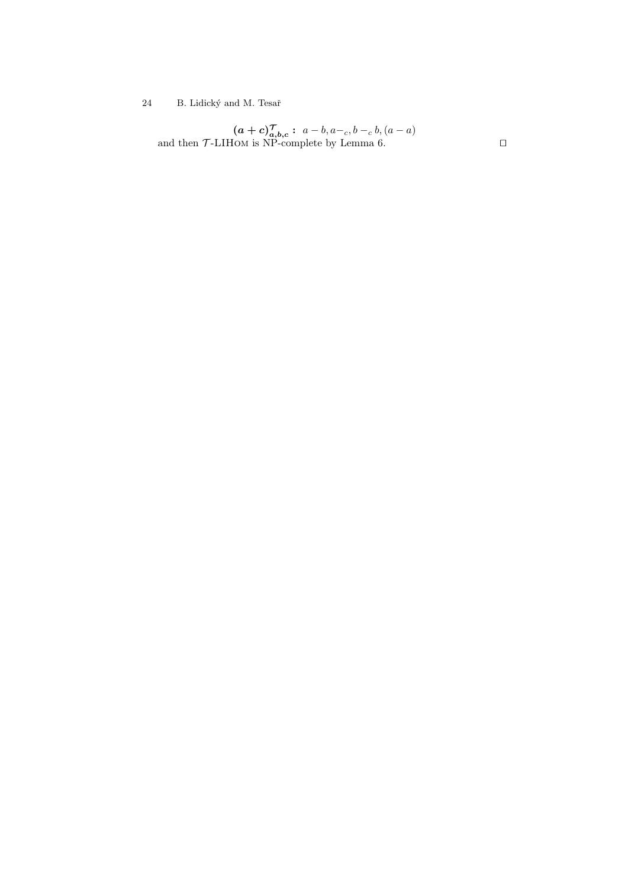$$\boldsymbol{(a+c)^{\mathcal{T}}_{a,b,c}:}\ \ a-b, a-_c, b-_c b, (a-a)$$

and then $\mathcal{T}$-LIHOM is NP-complete by Lemma 6. □